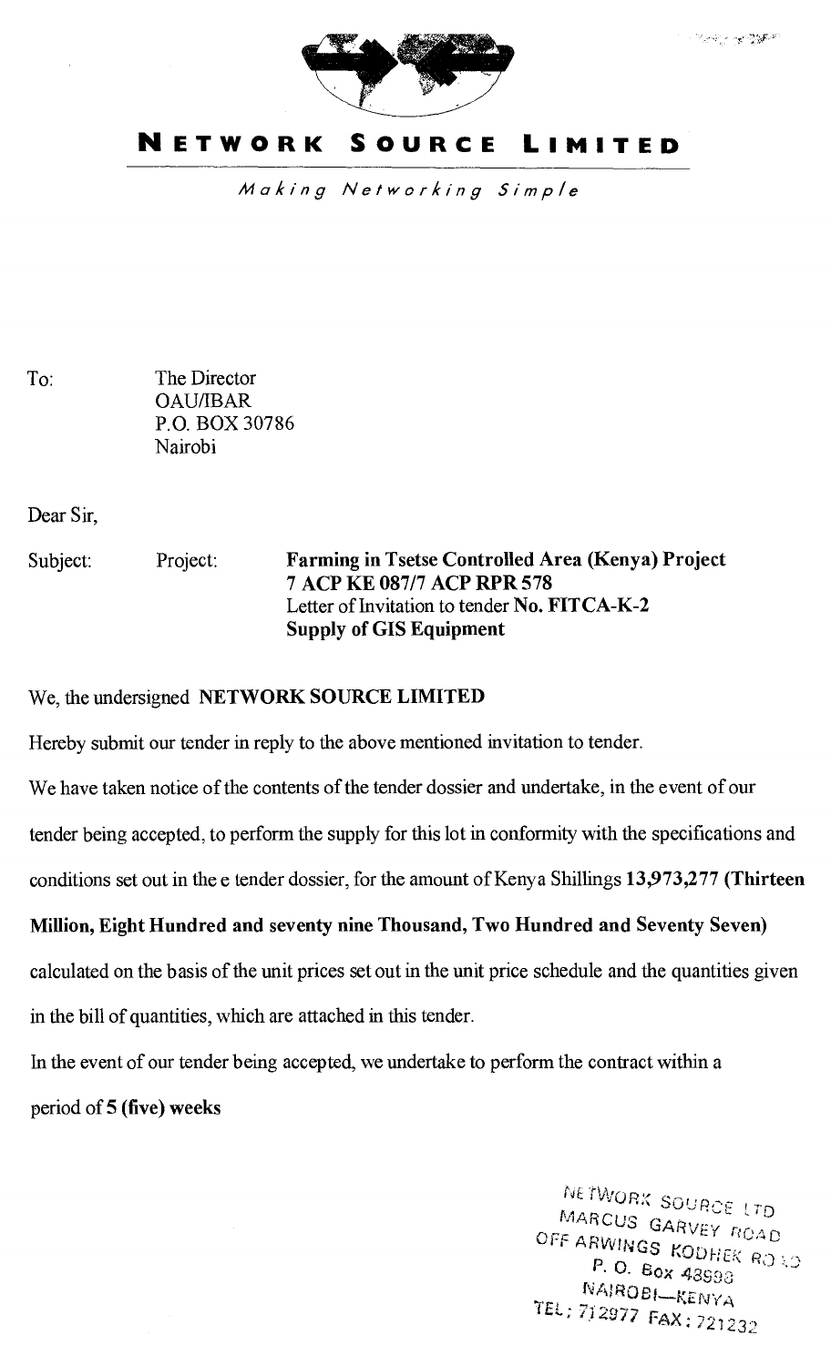# NETWORK SOURCE LIMITED

*Making Networking Simple*

To: The Director
OAU/IBAR
P.O. BOX 30786
Nairobi

Dear Sir,

Subject: Project: **Farming in Tsetse Controlled Area (Kenya) Project**
**7 ACP KE 087/7 ACP RPR 578**
Letter of Invitation to tender **No. FITCA-K-2**
**Supply of GIS Equipment**

We, the undersigned **NETWORK SOURCE LIMITED**

Hereby submit our tender in reply to the above mentioned invitation to tender.

We have taken notice of the contents of the tender dossier and undertake, in the event of our tender being accepted, to perform the supply for this lot in conformity with the specifications and conditions set out in the e tender dossier, for the amount of Kenya Shillings **13,973,277 (Thirteen Million, Eight Hundred and seventy nine Thousand, Two Hundred and Seventy Seven)** calculated on the basis of the unit prices set out in the unit price schedule and the quantities given in the bill of quantities, which are attached in this tender.

In the event of our tender being accepted, we undertake to perform the contract within a period of **5 (five) weeks**

NETWORK SOURCE LTD
MARCUS GARVEY ROAD
OFF ARWINGS KODHEK ROAD
P. O. Box 48993
NAIROBI—KENYA
TEL: 712977 FAX: 721232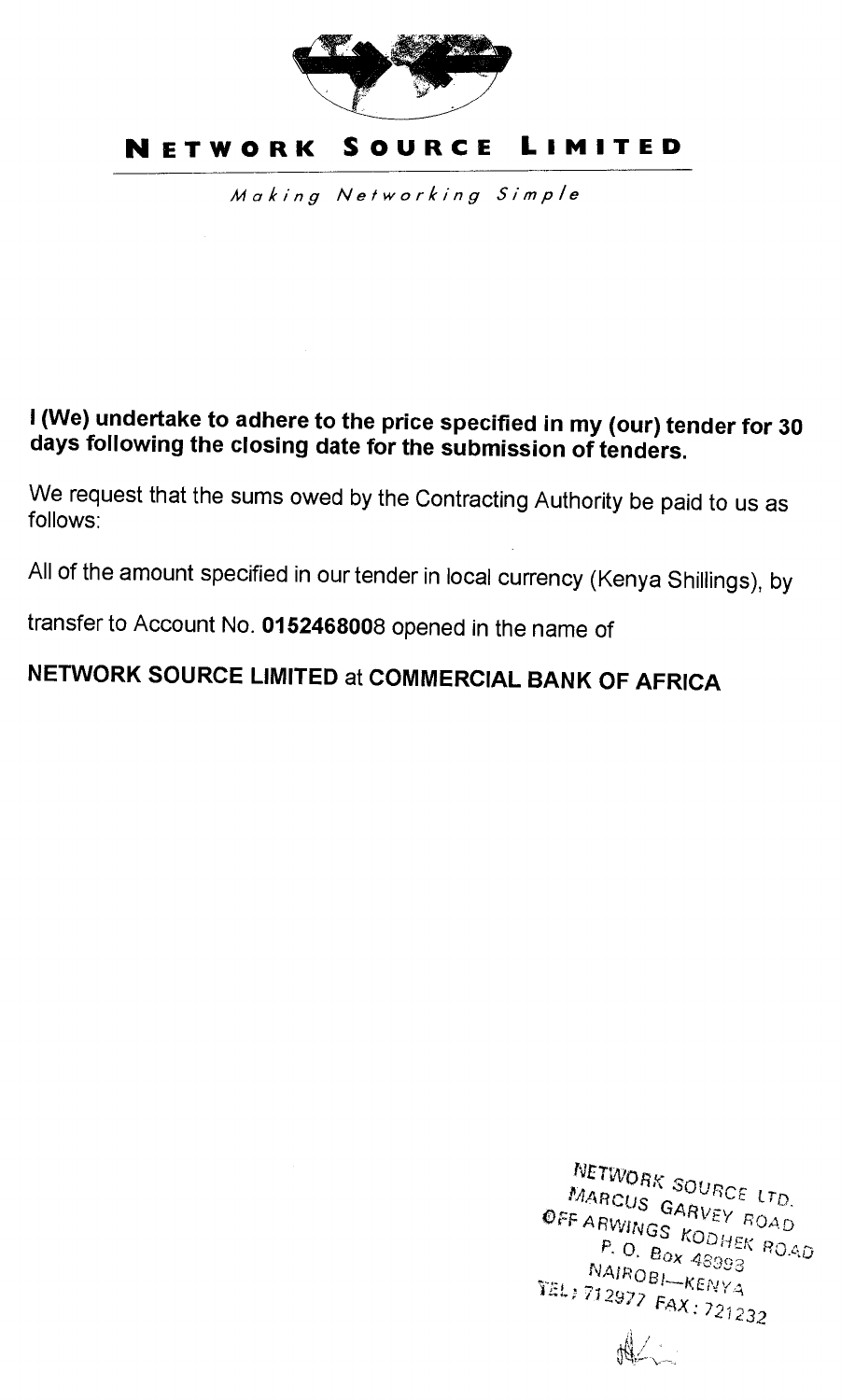# NETWORK SOURCE LIMITED

*Making Networking Simple*

**I (We) undertake to adhere to the price specified in my (our) tender for 30 days following the closing date for the submission of tenders.**

We request that the sums owed by the Contracting Authority be paid to us as follows:

All of the amount specified in our tender in local currency (Kenya Shillings), by transfer to Account No. **0152468008** opened in the name of

**NETWORK SOURCE LIMITED** at **COMMERCIAL BANK OF AFRICA**

NETWORK SOURCE LTD.
MARCUS GARVEY ROAD
OFF ARWINGS KODHEK ROAD
P. O. Box 48993
NAIROBI—KENYA
TEL: 712977 FAX: 721232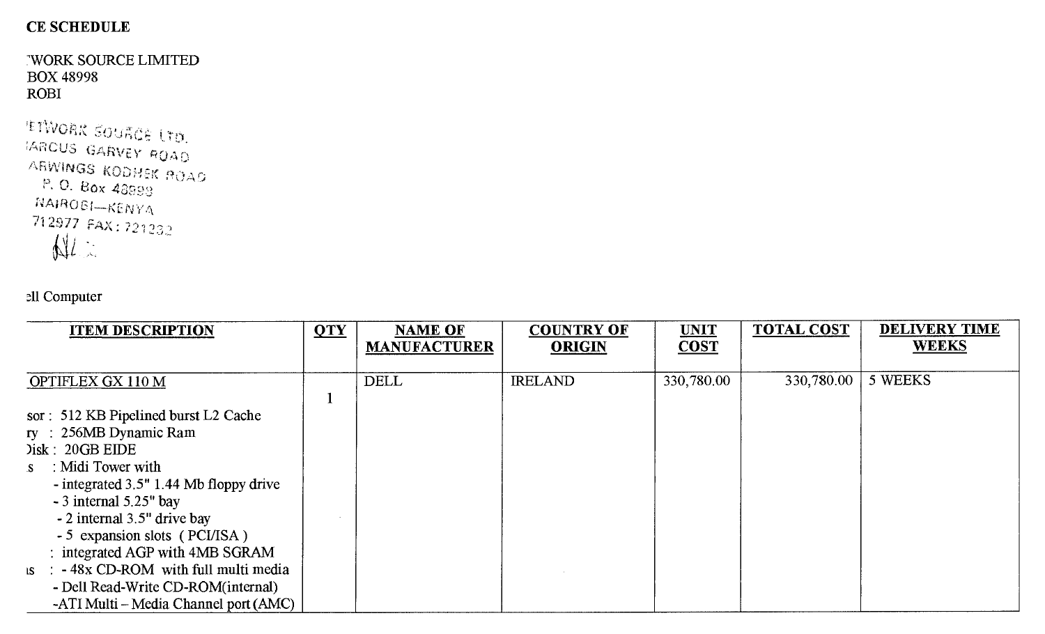**CE SCHEDULE**

'WORK SOURCE LIMITED
BOX 48998
ROBI

'ETWORK SOURCE LTD.
'ARCUS GARVEY ROAD
ARWINGS KODHEK ROAD
P. O. Box 48998
NAIROBI—KENYA
712977 FAX: 721232

ell Computer

| ITEM DESCRIPTION | QTY | NAME OF MANUFACTURER | COUNTRY OF ORIGIN | UNIT COST | TOTAL COST | DELIVERY TIME WEEKS |
|---|---|---|---|---|---|---|
| OPTIFLEX GX 110 M<br><br>sor : 512 KB Pipelined burst L2 Cache<br>ry : 256MB Dynamic Ram<br>)isk : 20GB EIDE<br>s : Midi Tower with<br>- integrated 3.5" 1.44 Mb floppy drive<br>- 3 internal 5.25" bay<br>- 2 internal 3.5" drive bay<br>- 5 expansion slots ( PCI/ISA )<br>: integrated AGP with 4MB SGRAM<br>ıs : - 48x CD-ROM with full multi media<br>- Dell Read-Write CD-ROM(internal)<br>-ATI Multi – Media Channel port (AMC) | 1 | DELL | IRELAND | 330,780.00 | 330,780.00 | 5 WEEKS |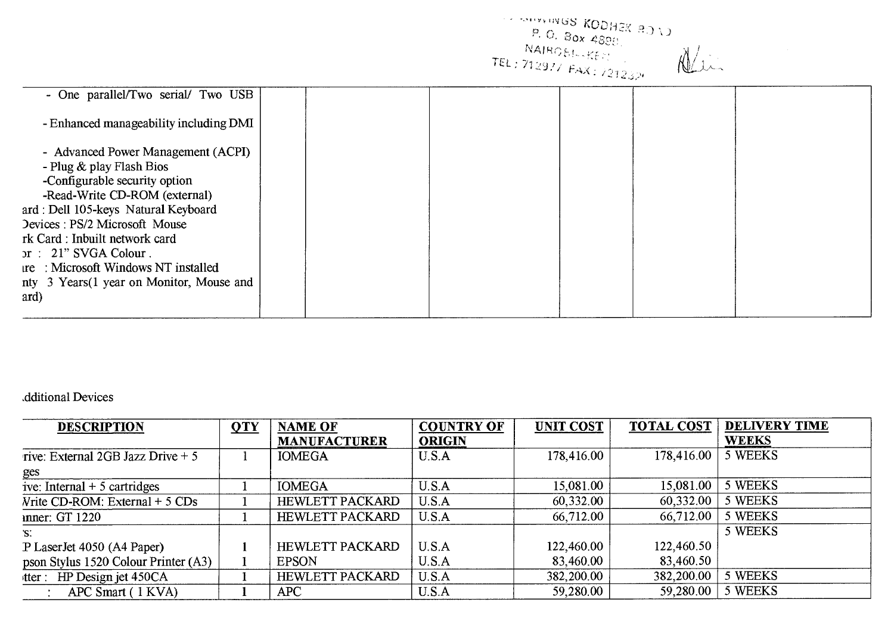SHIVINGS KODHEK ROAD
P. O. Box 4898
NAIROBI - KENYA
TEL: 712977 FAX: 721232

| | | | | | | |
|---|---|---|---|---|---|---|
| - One parallel/Two serial/ Two USB<br><br>- Enhanced manageability including DMI<br><br>- Advanced Power Management (ACPI)<br>- Plug & play Flash Bios<br>-Configurable security option<br>-Read-Write CD-ROM (external)<br>ard : Dell 105-keys Natural Keyboard<br>Devices : PS/2 Microsoft Mouse<br>rk Card : Inbuilt network card<br>or : 21" SVGA Colour .<br>re : Microsoft Windows NT installed<br>nty 3 Years(1 year on Monitor, Mouse and<br>ard) | | | | | | |

dditional Devices

| DESCRIPTION | QTY | NAME OF MANUFACTURER | COUNTRY OF ORIGIN | UNIT COST | TOTAL COST | DELIVERY TIME WEEKS |
|---|---|---|---|---|---|---|
| rive: External 2GB Jazz Drive + 5 ges | 1 | IOMEGA | U.S.A | 178,416.00 | 178,416.00 | 5 WEEKS |
| ive: Internal + 5 cartridges | 1 | IOMEGA | U.S.A | 15,081.00 | 15,081.00 | 5 WEEKS |
| Write CD-ROM: External + 5 CDs | 1 | HEWLETT PACKARD | U.S.A | 60,332.00 | 60,332.00 | 5 WEEKS |
| nner: GT 1220 | 1 | HEWLETT PACKARD | U.S.A | 66,712.00 | 66,712.00 | 5 WEEKS |
| s: | | | | | | 5 WEEKS |
| P LaserJet 4050 (A4 Paper) | 1 | HEWLETT PACKARD | U.S.A | 122,460.00 | 122,460.50 | |
| pson Stylus 1520 Colour Printer (A3) | 1 | EPSON | U.S.A | 83,460.00 | 83,460.50 | |
| tter : HP Design jet 450CA | 1 | HEWLETT PACKARD | U.S.A | 382,200.00 | 382,200.00 | 5 WEEKS |
| : APC Smart ( 1 KVA) | 1 | APC | U.S.A | 59,280.00 | 59,280.00 | 5 WEEKS |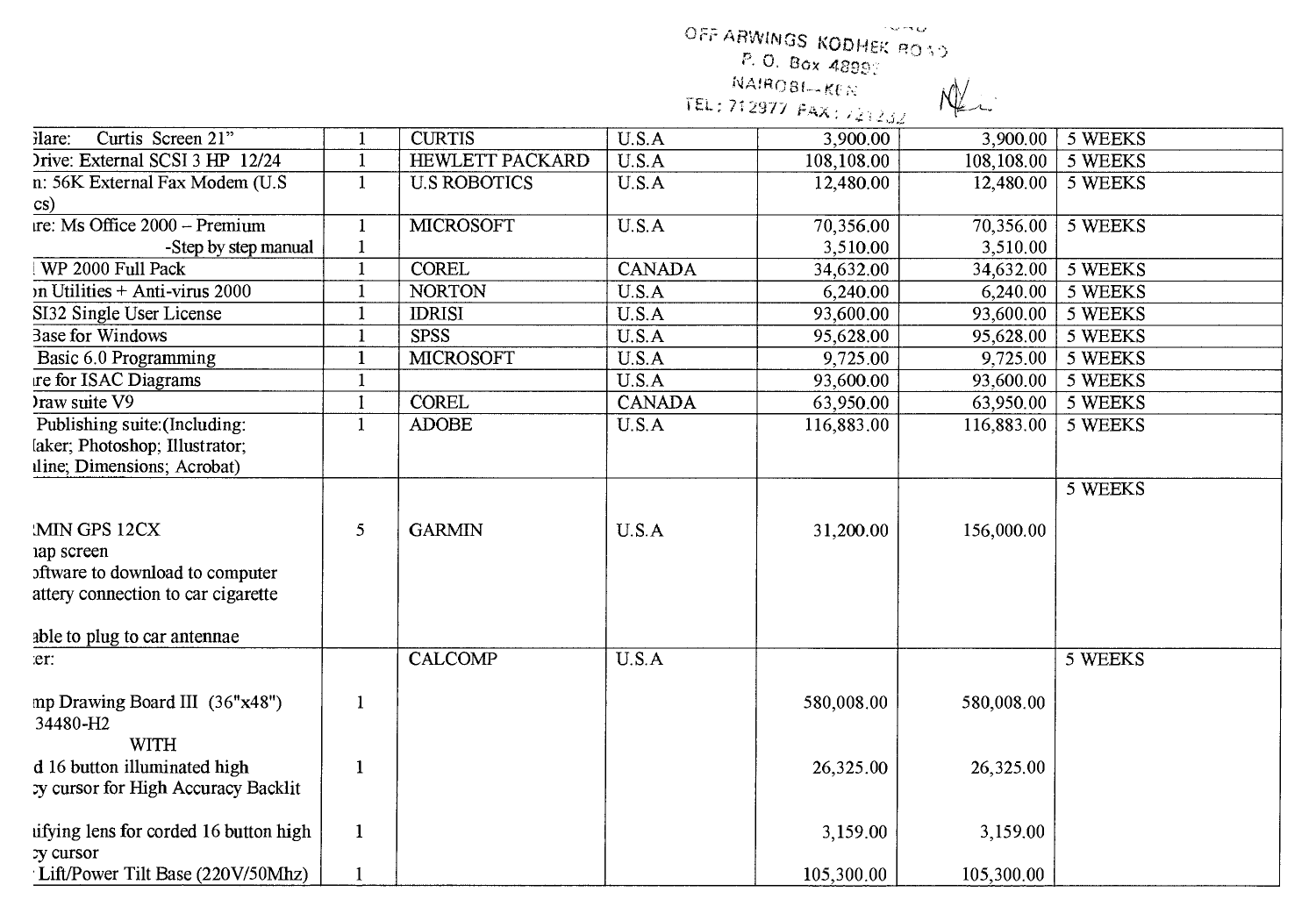OFF ARWINGS KODHEK ROAD
P. O. Box 48992
NAIROBI—KEN
TEL: 712977 FAX: 721232

| | | | | | | |
|---|---|---|---|---|---|---|
| ;lare: Curtis Screen 21" | 1 | CURTIS | U.S.A | 3,900.00 | 3,900.00 | 5 WEEKS |
| )rive: External SCSI 3 HP 12/24 | 1 | HEWLETT PACKARD | U.S.A | 108,108.00 | 108,108.00 | 5 WEEKS |
| n: 56K External Fax Modem (U.S cs) | 1 | U.S ROBOTICS | U.S.A | 12,480.00 | 12,480.00 | 5 WEEKS |
| ıre: Ms Office 2000 – Premium | 1 | MICROSOFT | U.S.A | 70,356.00 | 70,356.00 | 5 WEEKS |
| -Step by step manual | 1 | | | 3,510.00 | 3,510.00 | |
| WP 2000 Full Pack | 1 | COREL | CANADA | 34,632.00 | 34,632.00 | 5 WEEKS |
| ›n Utilities + Anti-virus 2000 | 1 | NORTON | U.S.A | 6,240.00 | 6,240.00 | 5 WEEKS |
| SI32 Single User License | 1 | IDRISI | U.S.A | 93,600.00 | 93,600.00 | 5 WEEKS |
| 3ase for Windows | 1 | SPSS | U.S.A | 95,628.00 | 95,628.00 | 5 WEEKS |
| Basic 6.0 Programming | 1 | MICROSOFT | U.S.A | 9,725.00 | 9,725.00 | 5 WEEKS |
| ıre for ISAC Diagrams | 1 | | U.S.A | 93,600.00 | 93,600.00 | 5 WEEKS |
| )raw suite V9 | 1 | COREL | CANADA | 63,950.00 | 63,950.00 | 5 WEEKS |
| Publishing suite:(Including: [aker; Photoshop; Illustrator; ıline; Dimensions; Acrobat) | 1 | ADOBE | U.S.A | 116,883.00 | 116,883.00 | 5 WEEKS |
| :MIN GPS 12CX ıap screen ɔftware to download to computer attery connection to car cigarette able to plug to car antennae | 5 | GARMIN | U.S.A | 31,200.00 | 156,000.00 | 5 WEEKS |
| :er: | | CALCOMP | U.S.A | | | 5 WEEKS |
| ımp Drawing Board III (36"x48") 34480-H2 WITH | 1 | | | 580,008.00 | 580,008.00 | |
| d 16 button illuminated high ;y cursor for High Accuracy Backlit | 1 | | | 26,325.00 | 26,325.00 | |
| ıifying lens for corded 16 button high ;y cursor | 1 | | | 3,159.00 | 3,159.00 | |
| Lift/Power Tilt Base (220V/50Mhz) | 1 | | | 105,300.00 | 105,300.00 | |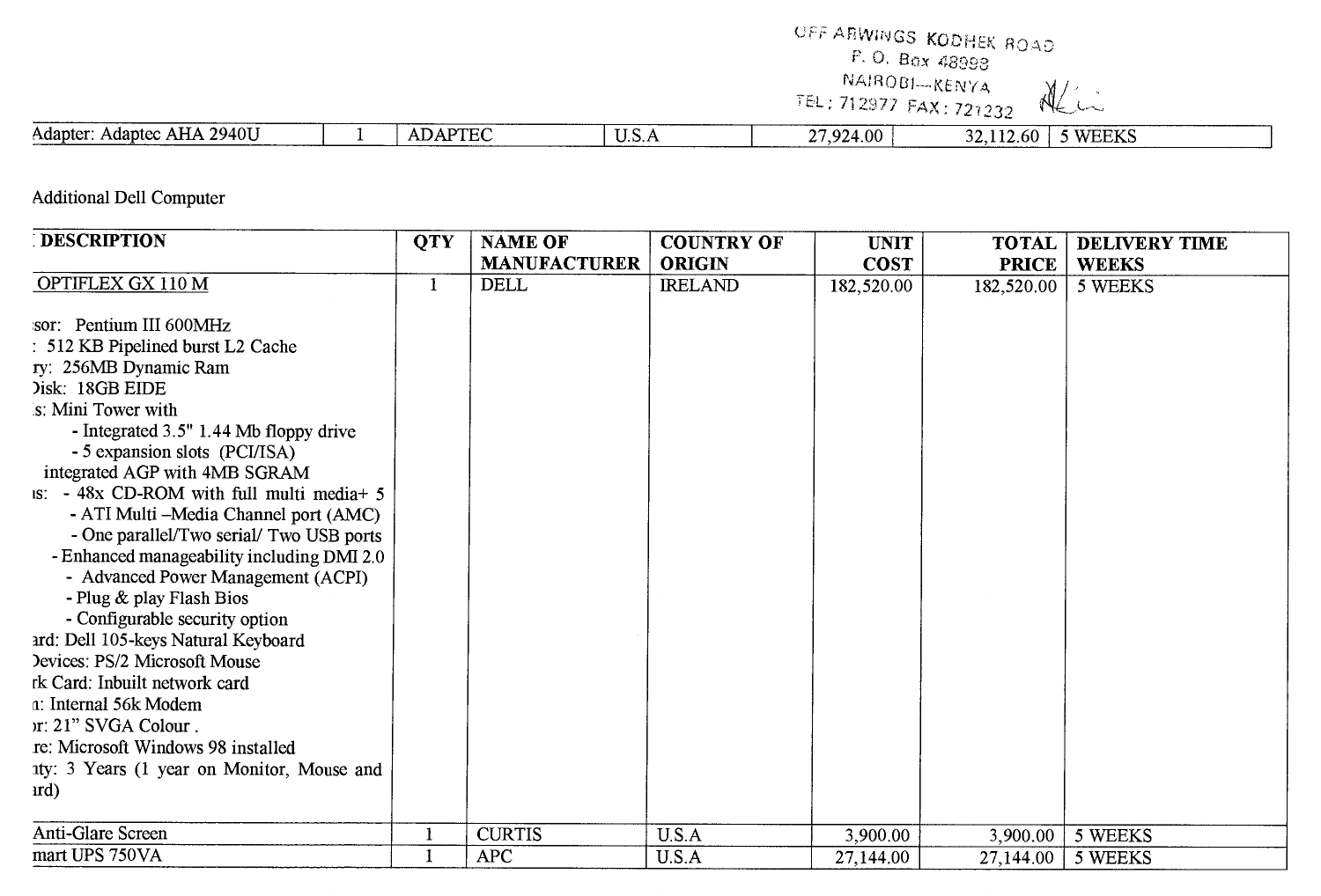OFF ARWINGS KODHEK ROAD
P. O. Box 48998
NAIROBI—KENYA
TEL: 712977 FAX: 721232

| Adapter: Adaptec AHA 2940U | 1 | ADAPTEC | U.S.A | 27,924.00 | 32,112.60 | 5 WEEKS |
|---|---|---|---|---|---|---|

Additional Dell Computer

| DESCRIPTION | QTY | NAME OF MANUFACTURER | COUNTRY OF ORIGIN | UNIT COST | TOTAL PRICE | DELIVERY TIME WEEKS |
|---|---|---|---|---|---|---|
| OPTIFLEX GX 110 M<br><br>sor: Pentium III 600MHz<br>: 512 KB Pipelined burst L2 Cache<br>ry: 256MB Dynamic Ram<br>Disk: 18GB EIDE<br>s: Mini Tower with<br>- Integrated 3.5" 1.44 Mb floppy drive<br>- 5 expansion slots (PCI/ISA)<br>integrated AGP with 4MB SGRAM<br>s: - 48x CD-ROM with full multi media+ 5<br>- ATI Multi –Media Channel port (AMC)<br>- One parallel/Two serial/ Two USB ports<br>- Enhanced manageability including DMI 2.0<br>- Advanced Power Management (ACPI)<br>- Plug & play Flash Bios<br>- Configurable security option<br>ard: Dell 105-keys Natural Keyboard<br>Devices: PS/2 Microsoft Mouse<br>rk Card: Inbuilt network card<br>n: Internal 56k Modem<br>r: 21" SVGA Colour .<br>re: Microsoft Windows 98 installed<br>nty: 3 Years (1 year on Monitor, Mouse and ard) | 1 | DELL | IRELAND | 182,520.00 | 182,520.00 | 5 WEEKS |
| Anti-Glare Screen | 1 | CURTIS | U.S.A | 3,900.00 | 3,900.00 | 5 WEEKS |
| mart UPS 750VA | 1 | APC | U.S.A | 27,144.00 | 27,144.00 | 5 WEEKS |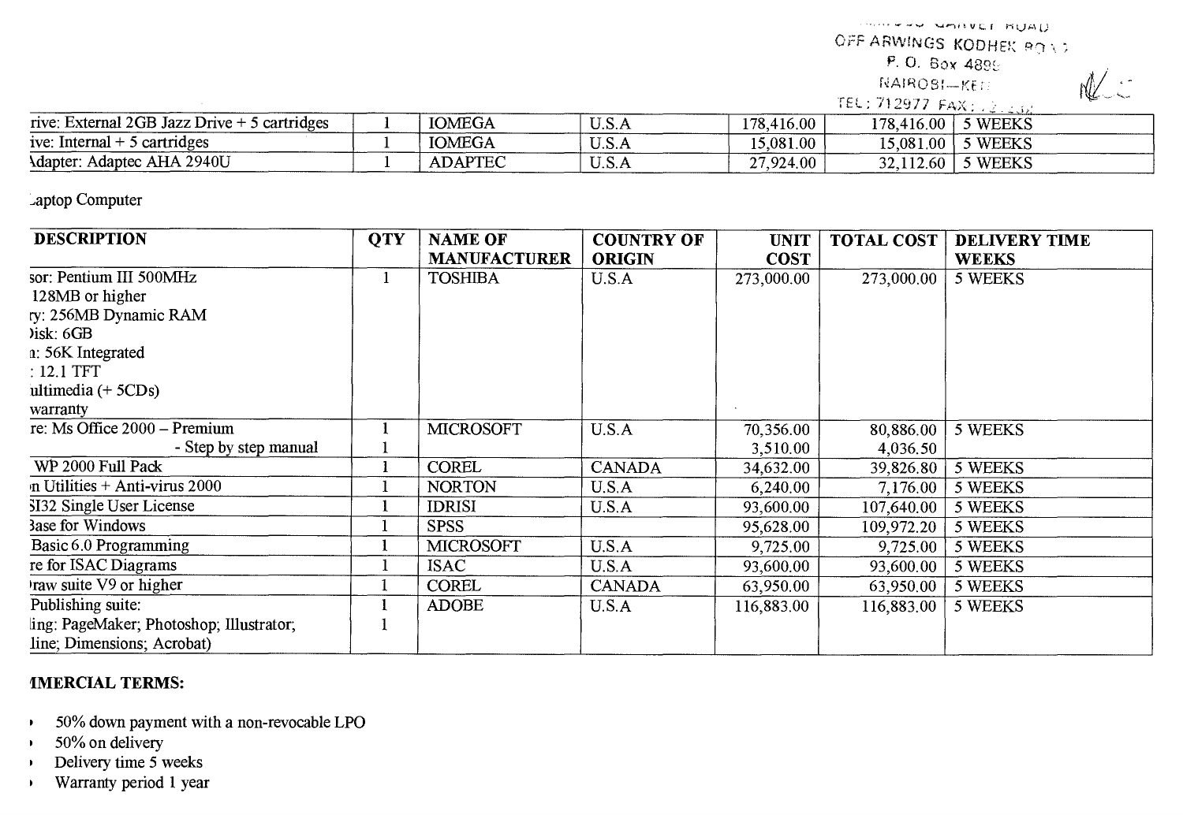OFF ARWINGS KODHEK ROAD
P. O. Box 4895
NAIROBI—KE
TEL: 712977 FAX:

| rive: External 2GB Jazz Drive + 5 cartridges | 1 | IOMEGA | U.S.A | 178,416.00 | 178,416.00 | 5 WEEKS |
|---|---|---|---|---|---|---|
| ive: Internal + 5 cartridges | 1 | IOMEGA | U.S.A | 15,081.00 | 15,081.00 | 5 WEEKS |
| ıdapter: Adaptec AHA 2940U | 1 | ADAPTEC | U.S.A | 27,924.00 | 32,112.60 | 5 WEEKS |

Laptop Computer

| DESCRIPTION | QTY | NAME OF MANUFACTURER | COUNTRY OF ORIGIN | UNIT COST | TOTAL COST | DELIVERY TIME WEEKS |
|---|---|---|---|---|---|---|
| sor: Pentium III 500MHz<br>128MB or higher<br>ry: 256MB Dynamic RAM<br>)isk: 6GB<br>ı: 56K Integrated<br>: 12.1 TFT<br>ultimedia (+ 5CDs)<br>warranty | 1 | TOSHIBA | U.S.A | 273,000.00 | 273,000.00 | 5 WEEKS |
| re: Ms Office 2000 – Premium<br>- Step by step manual | 1<br>1 | MICROSOFT | U.S.A | 70,356.00<br>3,510.00 | 80,886.00<br>4,036.50 | 5 WEEKS |
| WP 2000 Full Pack | 1 | COREL | CANADA | 34,632.00 | 39,826.80 | 5 WEEKS |
| ın Utilities + Anti-virus 2000 | 1 | NORTON | U.S.A | 6,240.00 | 7,176.00 | 5 WEEKS |
| SI32 Single User License | 1 | IDRISI | U.S.A | 93,600.00 | 107,640.00 | 5 WEEKS |
| Base for Windows | 1 | SPSS | | 95,628.00 | 109,972.20 | 5 WEEKS |
| Basic 6.0 Programming | 1 | MICROSOFT | U.S.A | 9,725.00 | 9,725.00 | 5 WEEKS |
| re for ISAC Diagrams | 1 | ISAC | U.S.A | 93,600.00 | 93,600.00 | 5 WEEKS |
| ıraw suite V9 or higher | 1 | COREL | CANADA | 63,950.00 | 63,950.00 | 5 WEEKS |
| Publishing suite:<br>ling: PageMaker; Photoshop; Illustrator;<br>line; Dimensions; Acrobat) | 1<br>1 | ADOBE | U.S.A | 116,883.00 | 116,883.00 | 5 WEEKS |

**IMERCIAL TERMS:**

- 50% down payment with a non-revocable LPO
- 50% on delivery
- Delivery time 5 weeks
- Warranty period 1 year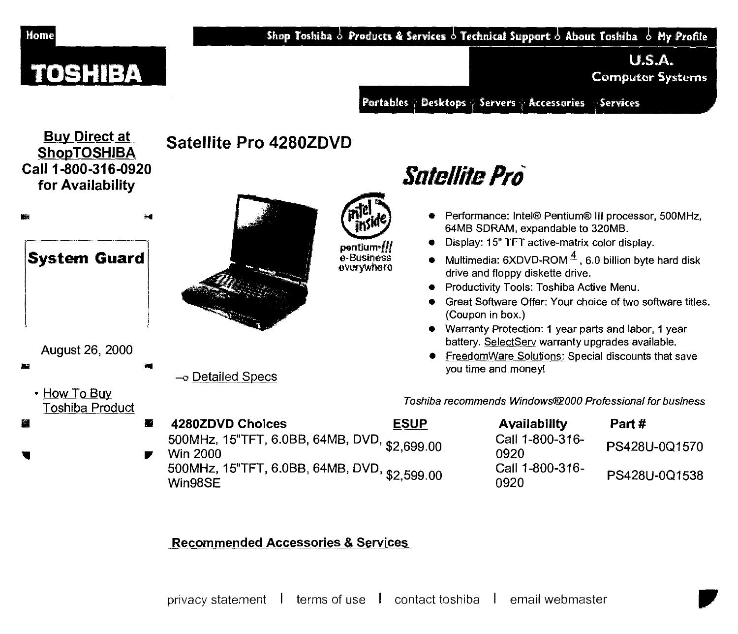Home

Shop Toshiba | Products & Services | Technical Support | About Toshiba | My Profile

# TOSHIBA

U.S.A.
Computer Systems

Portables | Desktops | Servers | Accessories | Services

**Buy Direct at ShopTOSHIBA**
**Call 1-800-316-0920 for Availability**

**System Guard**

August 26, 2000

- How To Buy Toshiba Product

## Satellite Pro 4280ZDVD

**Satellite Pro**

pentium-///
e-Business everywhere

- Performance: Intel® Pentium® III processor, 500MHz, 64MB SDRAM, expandable to 320MB.
- Display: 15" TFT active-matrix color display.
- Multimedia: 6XDVD-ROM [4], 6.0 billion byte hard disk drive and floppy diskette drive.
- Productivity Tools: Toshiba Active Menu.
- Great Software Offer: Your choice of two software titles. (Coupon in box.)
- Warranty Protection: 1 year parts and labor, 1 year battery. SelectServ warranty upgrades available.
- FreedomWare Solutions: Special discounts that save you time and money!

Detailed Specs

*Toshiba recommends Windows®2000 Professional for business*

| 4280ZDVD Choices | ESUP | Availability | Part # |
|---|---|---|---|
| 500MHz, 15"TFT, 6.0BB, 64MB, DVD, Win 2000 | $2,699.00 | Call 1-800-316-0920 | PS428U-0Q1570 |
| 500MHz, 15"TFT, 6.0BB, 64MB, DVD, Win98SE | $2,599.00 | Call 1-800-316-0920 | PS428U-0Q1538 |

Recommended Accessories & Services

privacy statement | terms of use | contact toshiba | email webmaster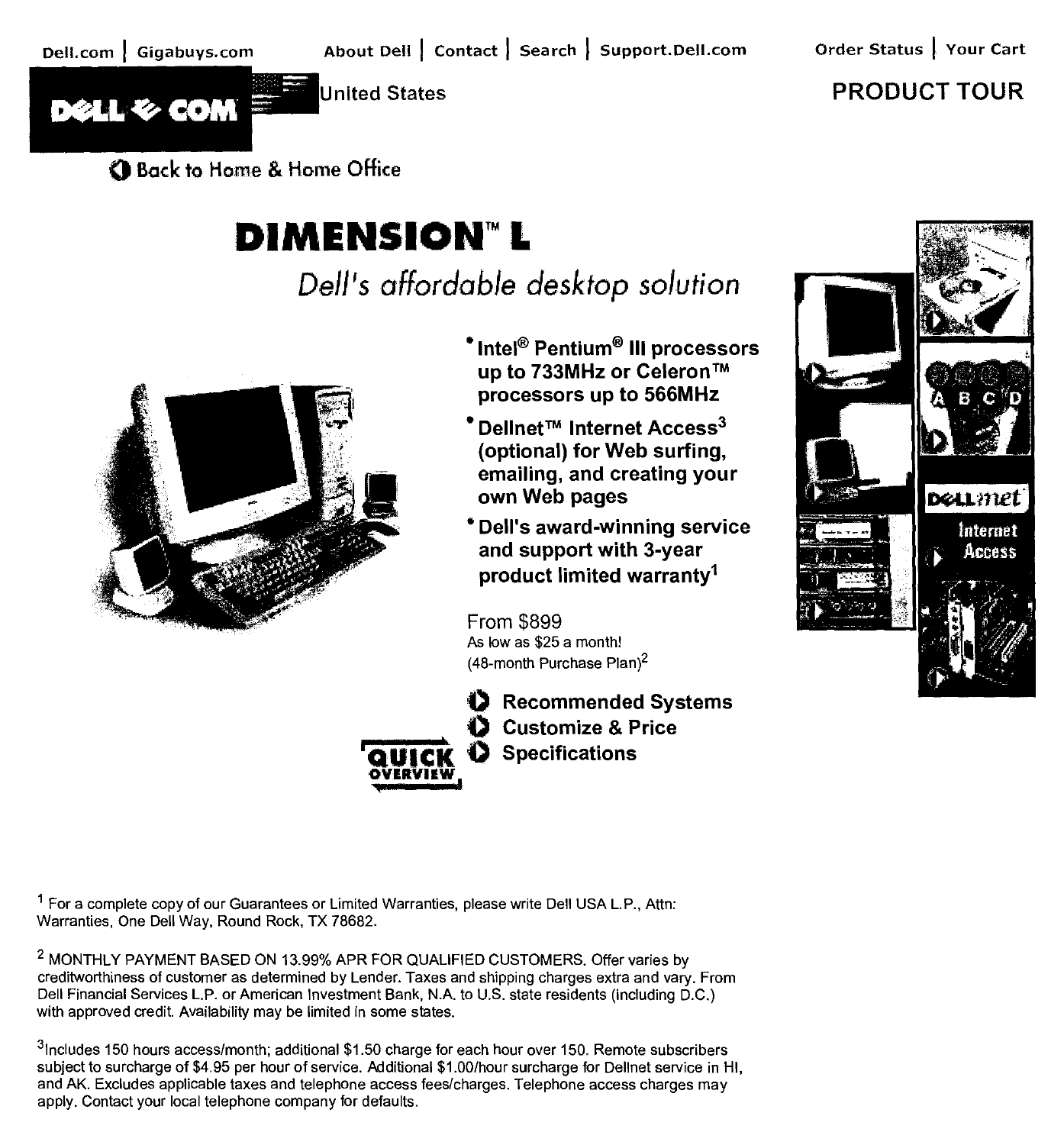Dell.com | Gigabuys.com    About Dell | Contact | Search | Support.Dell.com    Order Status | Your Cart

DELL COM  United States

PRODUCT TOUR

Back to Home & Home Office

# DIMENSION™ L

*Dell's affordable desktop solution*

- **Intel® Pentium® III processors up to 733MHz or Celeron™ processors up to 566MHz**
- **Dellnet™ Internet Access[3] (optional) for Web surfing, emailing, and creating your own Web pages**
- **Dell's award-winning service and support with 3-year product limited warranty[1]**

From $899
As low as $25 a month!
(48-month Purchase Plan)[2]

QUICK OVERVIEW

- **Recommended Systems**
- **Customize & Price**
- **Specifications**

DELLnet Internet Access

[1] For a complete copy of our Guarantees or Limited Warranties, please write Dell USA L.P., Attn: Warranties, One Dell Way, Round Rock, TX 78682.

[2] MONTHLY PAYMENT BASED ON 13.99% APR FOR QUALIFIED CUSTOMERS. Offer varies by creditworthiness of customer as determined by Lender. Taxes and shipping charges extra and vary. From Dell Financial Services L.P. or American Investment Bank, N.A. to U.S. state residents (including D.C.) with approved credit. Availability may be limited in some states.

[3] Includes 150 hours access/month; additional $1.50 charge for each hour over 150. Remote subscribers subject to surcharge of $4.95 per hour of service. Additional $1.00/hour surcharge for Dellnet service in HI, and AK. Excludes applicable taxes and telephone access fees/charges. Telephone access charges may apply. Contact your local telephone company for defaults.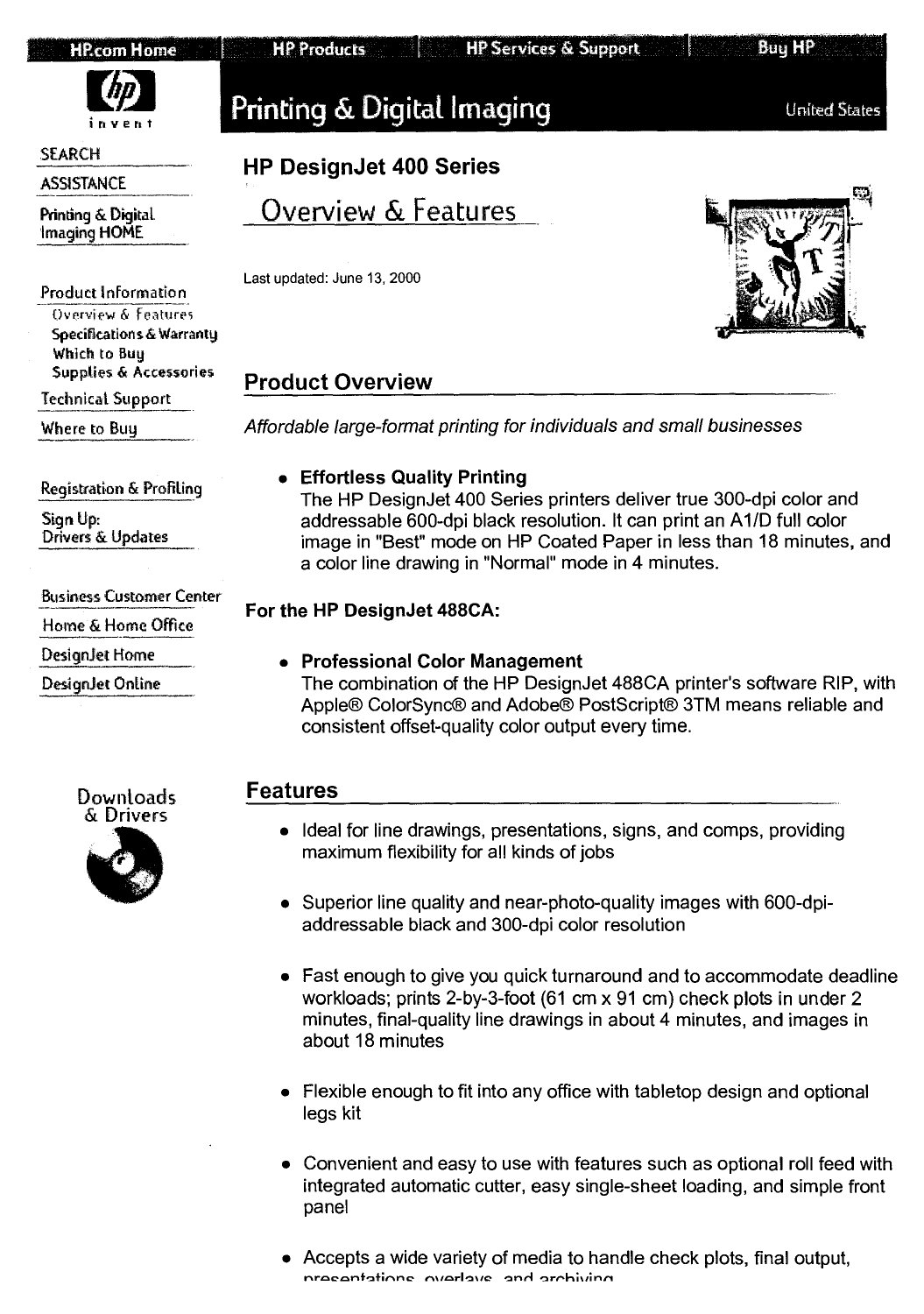HP.com Home | HP Products | HP Services & Support | Buy HP

# Printing & Digital Imaging

United States

SEARCH
ASSISTANCE
Printing & Digital Imaging HOME

Product Information
- Overview & Features
- Specifications & Warranty
- Which to Buy
- Supplies & Accessories

Technical Support
Where to Buy

Registration & Profiling
Sign Up: Drivers & Updates

Business Customer Center
Home & Home Office
DesignJet Home
DesignJet Online

Downloads & Drivers

## HP DesignJet 400 Series

## Overview & Features

Last updated: June 13, 2000

### Product Overview

*Affordable large-format printing for individuals and small businesses*

- **Effortless Quality Printing**
  The HP DesignJet 400 Series printers deliver true 300-dpi color and addressable 600-dpi black resolution. It can print an A1/D full color image in "Best" mode on HP Coated Paper in less than 18 minutes, and a color line drawing in "Normal" mode in 4 minutes.

**For the HP DesignJet 488CA:**

- **Professional Color Management**
  The combination of the HP DesignJet 488CA printer's software RIP, with Apple® ColorSync® and Adobe® PostScript® 3TM means reliable and consistent offset-quality color output every time.

### Features

- Ideal for line drawings, presentations, signs, and comps, providing maximum flexibility for all kinds of jobs
- Superior line quality and near-photo-quality images with 600-dpi-addressable black and 300-dpi color resolution
- Fast enough to give you quick turnaround and to accommodate deadline workloads; prints 2-by-3-foot (61 cm x 91 cm) check plots in under 2 minutes, final-quality line drawings in about 4 minutes, and images in about 18 minutes
- Flexible enough to fit into any office with tabletop design and optional legs kit
- Convenient and easy to use with features such as optional roll feed with integrated automatic cutter, easy single-sheet loading, and simple front panel
- Accepts a wide variety of media to handle check plots, final output, presentations, overlays, and archiving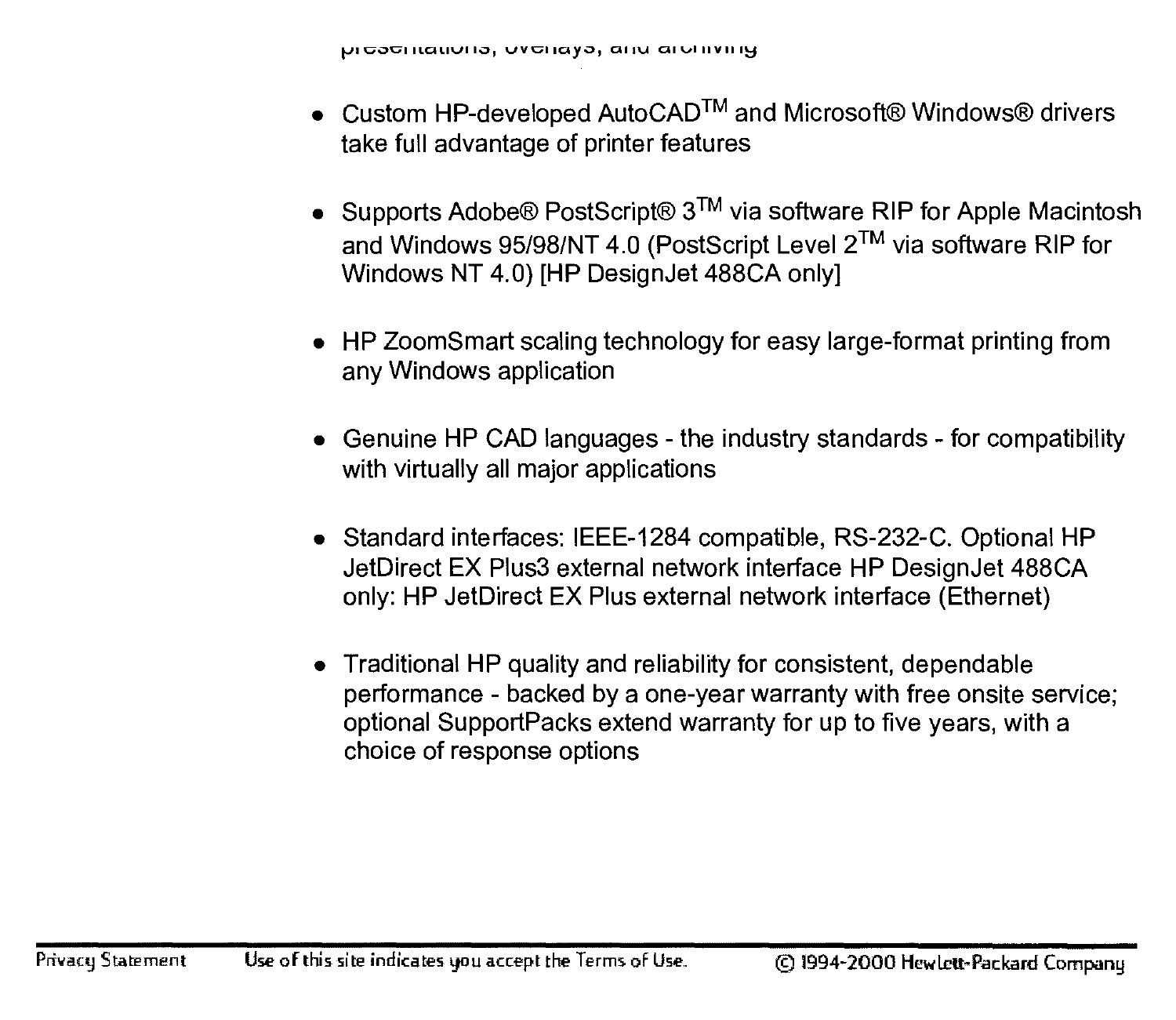presentations, overlays, and archiving

- Custom HP-developed AutoCAD™ and Microsoft® Windows® drivers take full advantage of printer features

- Supports Adobe® PostScript® 3™ via software RIP for Apple Macintosh and Windows 95/98/NT 4.0 (PostScript Level 2™ via software RIP for Windows NT 4.0) [HP DesignJet 488CA only]

- HP ZoomSmart scaling technology for easy large-format printing from any Windows application

- Genuine HP CAD languages - the industry standards - for compatibility with virtually all major applications

- Standard interfaces: IEEE-1284 compatible, RS-232-C. Optional HP JetDirect EX Plus3 external network interface HP DesignJet 488CA only: HP JetDirect EX Plus external network interface (Ethernet)

- Traditional HP quality and reliability for consistent, dependable performance - backed by a one-year warranty with free onsite service; optional SupportPacks extend warranty for up to five years, with a choice of response options

Privacy Statement | Use of this site indicates you accept the Terms of Use. | © 1994-2000 Hewlett-Packard Company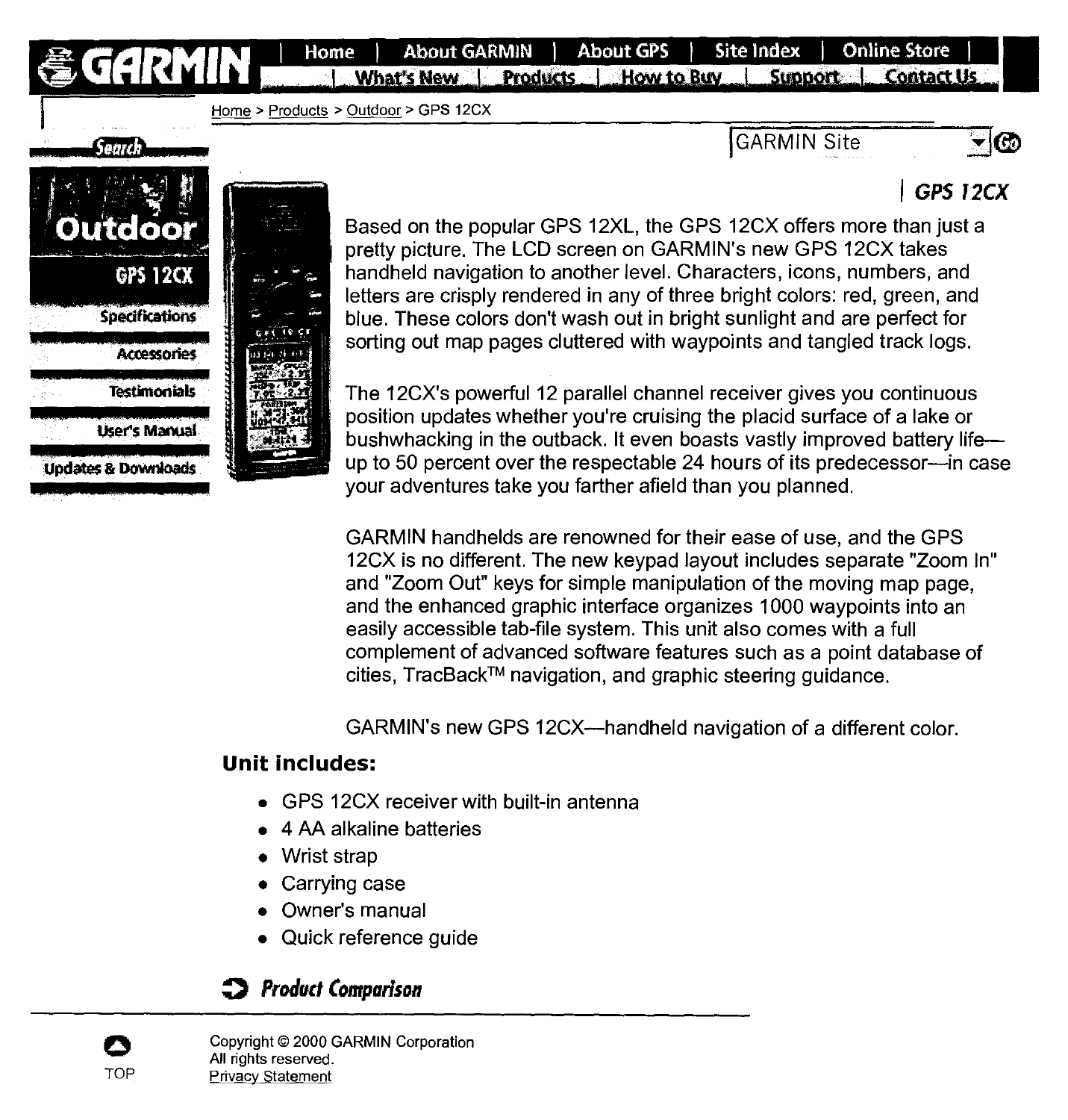GARMIN | Home | About GARMIN | About GPS | Site Index | Online Store | What's New | Products | How to Buy | Support | Contact Us

Home > Products > Outdoor > GPS 12CX

Search

GARMIN Site Go

**Outdoor**

**GPS 12CX**

- Specifications
- Accessories
- Testimonials
- User's Manual
- Updates & Downloads

## GPS 12CX

Based on the popular GPS 12XL, the GPS 12CX offers more than just a pretty picture. The LCD screen on GARMIN's new GPS 12CX takes handheld navigation to another level. Characters, icons, numbers, and letters are crisply rendered in any of three bright colors: red, green, and blue. These colors don't wash out in bright sunlight and are perfect for sorting out map pages cluttered with waypoints and tangled track logs.

The 12CX's powerful 12 parallel channel receiver gives you continuous position updates whether you're cruising the placid surface of a lake or bushwhacking in the outback. It even boasts vastly improved battery life—up to 50 percent over the respectable 24 hours of its predecessor—in case your adventures take you farther afield than you planned.

GARMIN handhelds are renowned for their ease of use, and the GPS 12CX is no different. The new keypad layout includes separate "Zoom In" and "Zoom Out" keys for simple manipulation of the moving map page, and the enhanced graphic interface organizes 1000 waypoints into an easily accessible tab-file system. This unit also comes with a full complement of advanced software features such as a point database of cities, TracBack™ navigation, and graphic steering guidance.

GARMIN's new GPS 12CX—handheld navigation of a different color.

**Unit includes:**

- GPS 12CX receiver with built-in antenna
- 4 AA alkaline batteries
- Wrist strap
- Carrying case
- Owner's manual
- Quick reference guide

***Product Comparison***

TOP

Copyright © 2000 GARMIN Corporation
All rights reserved.
Privacy Statement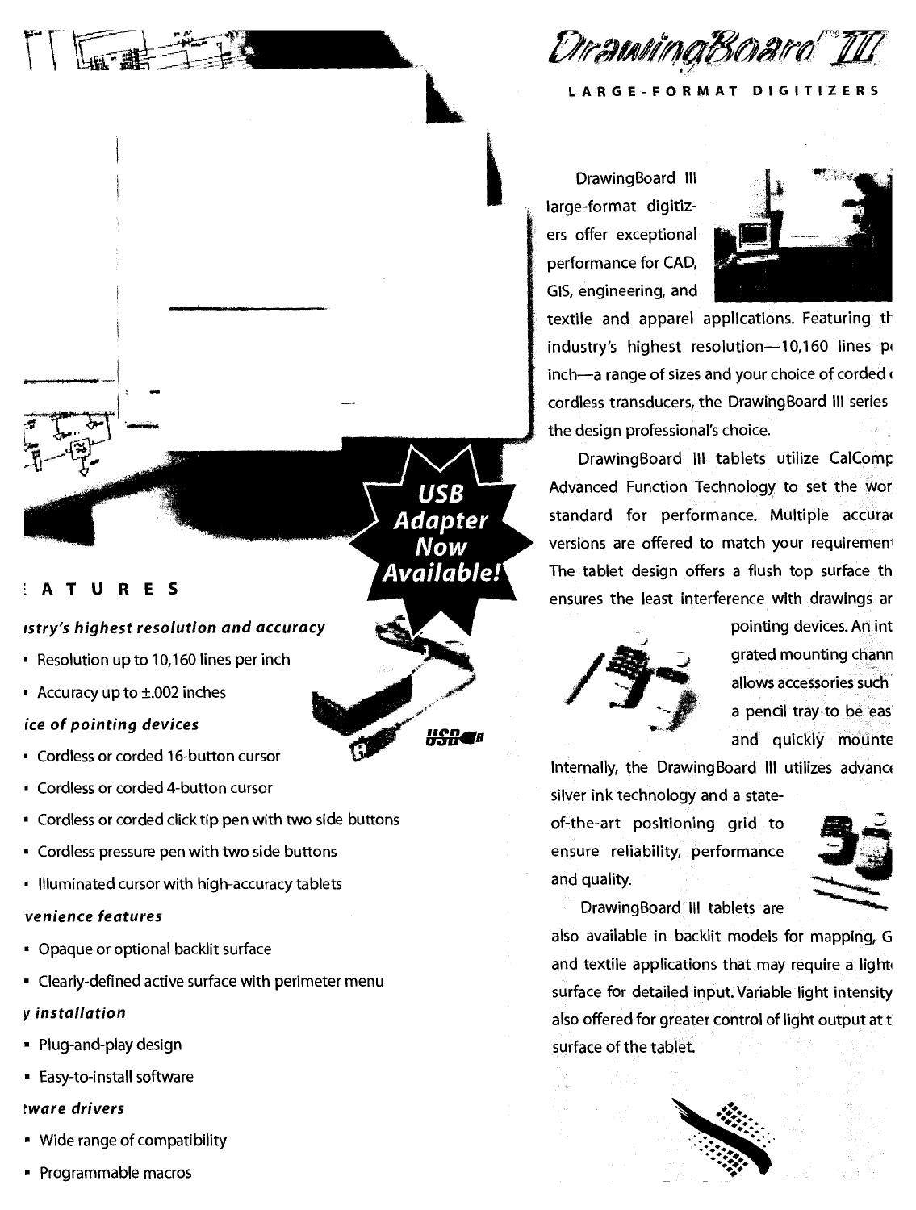# DrawingBoard III

**LARGE-FORMAT DIGITIZERS**

DrawingBoard III large-format digitizers offer exceptional performance for CAD, GIS, engineering, and textile and apparel applications. Featuring th industry's highest resolution—10,160 lines pe inch—a range of sizes and your choice of corded cordless transducers, the DrawingBoard III series the design professional's choice.

DrawingBoard III tablets utilize CalComp Advanced Function Technology to set the wor standard for performance. Multiple accura versions are offered to match your requiremen The tablet design offers a flush top surface th ensures the least interference with drawings ar pointing devices. An int grated mounting chann allows accessories such a pencil tray to be eas and quickly mounte Internally, the DrawingBoard III utilizes advance silver ink technology and a state-of-the-art positioning grid to ensure reliability, performance and quality.

DrawingBoard III tablets are also available in backlit models for mapping, G and textile applications that may require a light surface for detailed input. Variable light intensity also offered for greater control of light output at t surface of the tablet.

**USB Adapter Now Available!**

## ATURES

### *stry's highest resolution and accuracy*

- Resolution up to 10,160 lines per inch
- Accuracy up to ±.002 inches

### *ice of pointing devices*

- Cordless or corded 16-button cursor
- Cordless or corded 4-button cursor
- Cordless or corded click tip pen with two side buttons
- Cordless pressure pen with two side buttons
- Illuminated cursor with high-accuracy tablets

### *venience features*

- Opaque or optional backlit surface
- Clearly-defined active surface with perimeter menu

### *y installation*

- Plug-and-play design
- Easy-to-install software

### *tware drivers*

- Wide range of compatibility
- Programmable macros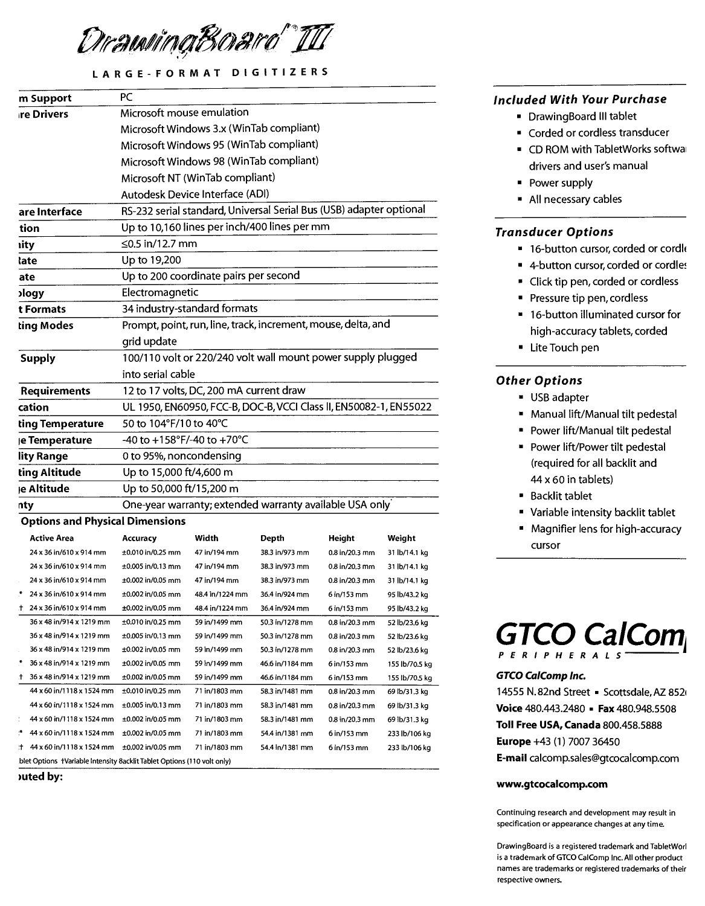# DrawingBoard® III

LARGE-FORMAT DIGITIZERS

| m Support | PC |
|---|---|
| re Drivers | Microsoft mouse emulation<br>Microsoft Windows 3.x (WinTab compliant)<br>Microsoft Windows 95 (WinTab compliant)<br>Microsoft Windows 98 (WinTab compliant)<br>Microsoft NT (WinTab compliant)<br>Autodesk Device Interface (ADI) |
| are Interface | RS-232 serial standard, Universal Serial Bus (USB) adapter optional |
| tion | Up to 10,160 lines per inch/400 lines per mm |
| ity | ≤0.5 in/12.7 mm |
| ate | Up to 19,200 |
| ate | Up to 200 coordinate pairs per second |
| logy | Electromagnetic |
| t Formats | 34 industry-standard formats |
| ting Modes | Prompt, point, run, line, track, increment, mouse, delta, and grid update |
| Supply | 100/110 volt or 220/240 volt wall mount power supply plugged into serial cable |
| Requirements | 12 to 17 volts, DC, 200 mA current draw |
| cation | UL 1950, EN60950, FCC-B, DOC-B, VCCI Class II, EN50082-1, EN55022 |
| ting Temperature | 50 to 104°F/10 to 40°C |
| e Temperature | -40 to +158°F/-40 to +70°C |
| lity Range | 0 to 95%, noncondensing |
| ting Altitude | Up to 15,000 ft/4,600 m |
| e Altitude | Up to 50,000 ft/15,200 m |
| nty | One-year warranty; extended warranty available USA only |

**Options and Physical Dimensions**

| | Active Area | Accuracy | Width | Depth | Height | Weight |
|---|---|---|---|---|---|---|
| | 24 x 36 in/610 x 914 mm | ±0.010 in/0.25 mm | 47 in/194 mm | 38.3 in/973 mm | 0.8 in/20.3 mm | 31 lb/14.1 kg |
| | 24 x 36 in/610 x 914 mm | ±0.005 in/0.13 mm | 47 in/194 mm | 38.3 in/973 mm | 0.8 in/20.3 mm | 31 lb/14.1 kg |
| | 24 x 36 in/610 x 914 mm | ±0.002 in/0.05 mm | 47 in/194 mm | 38.3 in/973 mm | 0.8 in/20.3 mm | 31 lb/14.1 kg |
| * | 24 x 36 in/610 x 914 mm | ±0.002 in/0.05 mm | 48.4 in/1224 mm | 36.4 in/924 mm | 6 in/153 mm | 95 lb/43.2 kg |
| † | 24 x 36 in/610 x 914 mm | ±0.002 in/0.05 mm | 48.4 in/1224 mm | 36.4 in/924 mm | 6 in/153 mm | 95 lb/43.2 kg |
| | 36 x 48 in/914 x 1219 mm | ±0.010 in/0.25 mm | 59 in/1499 mm | 50.3 in/1278 mm | 0.8 in/20.3 mm | 52 lb/23.6 kg |
| | 36 x 48 in/914 x 1219 mm | ±0.005 in/0.13 mm | 59 in/1499 mm | 50.3 in/1278 mm | 0.8 in/20.3 mm | 52 lb/23.6 kg |
| | 36 x 48 in/914 x 1219 mm | ±0.002 in/0.05 mm | 59 in/1499 mm | 50.3 in/1278 mm | 0.8 in/20.3 mm | 52 lb/23.6 kg |
| * | 36 x 48 in/914 x 1219 mm | ±0.002 in/0.05 mm | 59 in/1499 mm | 46.6 in/1184 mm | 6 in/153 mm | 155 lb/70.5 kg |
| † | 36 x 48 in/914 x 1219 mm | ±0.002 in/0.05 mm | 59 in/1499 mm | 46.6 in/1184 mm | 6 in/153 mm | 155 lb/70.5 kg |
| | 44 x 60 in/1118 x 1524 mm | ±0.010 in/0.25 mm | 71 in/1803 mm | 58.3 in/1481 mm | 0.8 in/20.3 mm | 69 lb/31.3 kg |
| | 44 x 60 in/1118 x 1524 mm | ±0.005 in/0.13 mm | 71 in/1803 mm | 58.3 in/1481 mm | 0.8 in/20.3 mm | 69 lb/31.3 kg |
| | 44 x 60 in/1118 x 1524 mm | ±0.002 in/0.05 mm | 71 in/1803 mm | 58.3 in/1481 mm | 0.8 in/20.3 mm | 69 lb/31.3 kg |
| * | 44 x 60 in/1118 x 1524 mm | ±0.002 in/0.05 mm | 71 in/1803 mm | 54.4 in/1381 mm | 6 in/153 mm | 233 lb/106 kg |
| † | 44 x 60 in/1118 x 1524 mm | ±0.002 in/0.05 mm | 71 in/1803 mm | 54.4 in/1381 mm | 6 in/153 mm | 233 lb/106 kg |

blet Options †Variable Intensity Backlit Tablet Options (110 volt only)

uted by:

### Included With Your Purchase

- DrawingBoard III tablet
- Corded or cordless transducer
- CD ROM with TabletWorks softwa drivers and user's manual
- Power supply
- All necessary cables

### Transducer Options

- 16-button cursor, corded or cordl
- 4-button cursor, corded or cordle
- Click tip pen, corded or cordless
- Pressure tip pen, cordless
- 16-button illuminated cursor for high-accuracy tablets, corded
- Lite Touch pen

### Other Options

- USB adapter
- Manual lift/Manual tilt pedestal
- Power lift/Manual tilt pedestal
- Power lift/Power tilt pedestal (required for all backlit and 44 x 60 in tablets)
- Backlit tablet
- Variable intensity backlit tablet
- Magnifier lens for high-accuracy cursor

**GTCO CalCom**
PERIPHERALS

**GTCO CalComp Inc.**
14555 N. 82nd Street • Scottsdale, AZ 852
**Voice** 480.443.2480 • **Fax** 480.948.5508
**Toll Free USA, Canada** 800.458.5888
**Europe** +43 (1) 7007 36450
**E-mail** calcomp.sales@gtcocalcomp.com

**www.gtcocalcomp.com**

Continuing research and development may result in specification or appearance changes at any time.

DrawingBoard is a registered trademark and TabletWorl is a trademark of GTCO CalComp Inc. All other product names are trademarks or registered trademarks of their respective owners.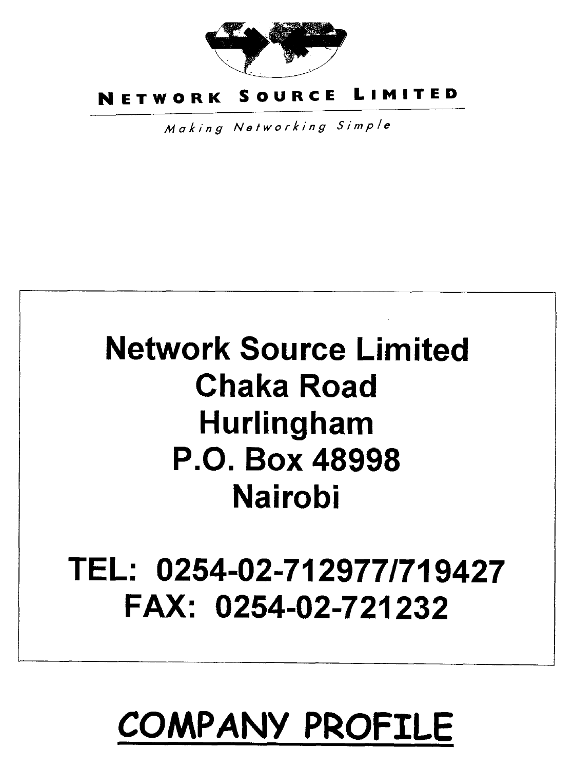**NETWORK SOURCE LIMITED**

*Making Networking Simple*

**Network Source Limited**
**Chaka Road**
**Hurlingham**
**P.O. Box 48998**
**Nairobi**

**TEL: 0254-02-712977/719427**
**FAX: 0254-02-721232**

# COMPANY PROFILE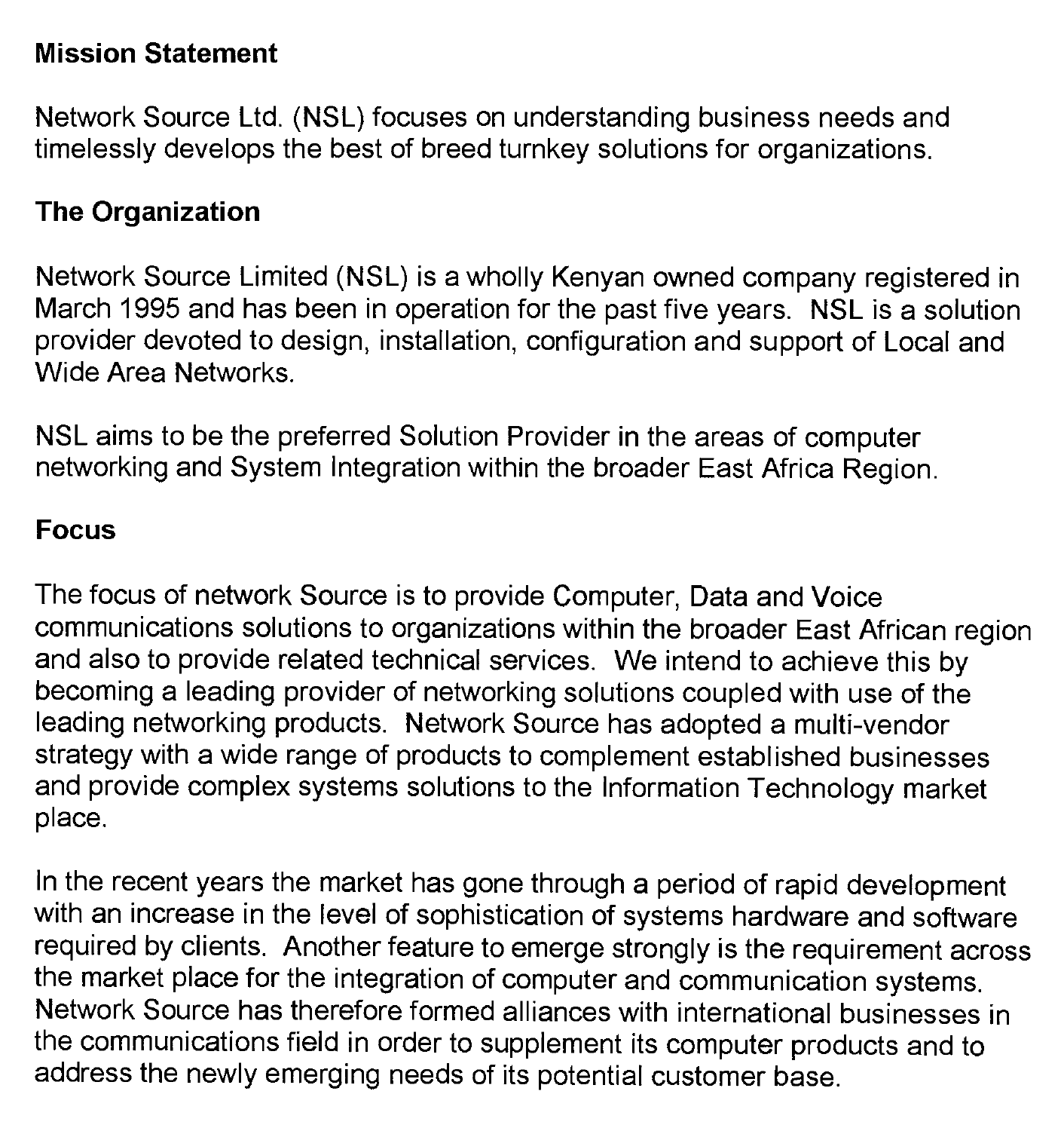**Mission Statement**

Network Source Ltd. (NSL) focuses on understanding business needs and timelessly develops the best of breed turnkey solutions for organizations.

**The Organization**

Network Source Limited (NSL) is a wholly Kenyan owned company registered in March 1995 and has been in operation for the past five years. NSL is a solution provider devoted to design, installation, configuration and support of Local and Wide Area Networks.

NSL aims to be the preferred Solution Provider in the areas of computer networking and System Integration within the broader East Africa Region.

**Focus**

The focus of network Source is to provide Computer, Data and Voice communications solutions to organizations within the broader East African region and also to provide related technical services. We intend to achieve this by becoming a leading provider of networking solutions coupled with use of the leading networking products. Network Source has adopted a multi-vendor strategy with a wide range of products to complement established businesses and provide complex systems solutions to the Information Technology market place.

In the recent years the market has gone through a period of rapid development with an increase in the level of sophistication of systems hardware and software required by clients. Another feature to emerge strongly is the requirement across the market place for the integration of computer and communication systems. Network Source has therefore formed alliances with international businesses in the communications field in order to supplement its computer products and to address the newly emerging needs of its potential customer base.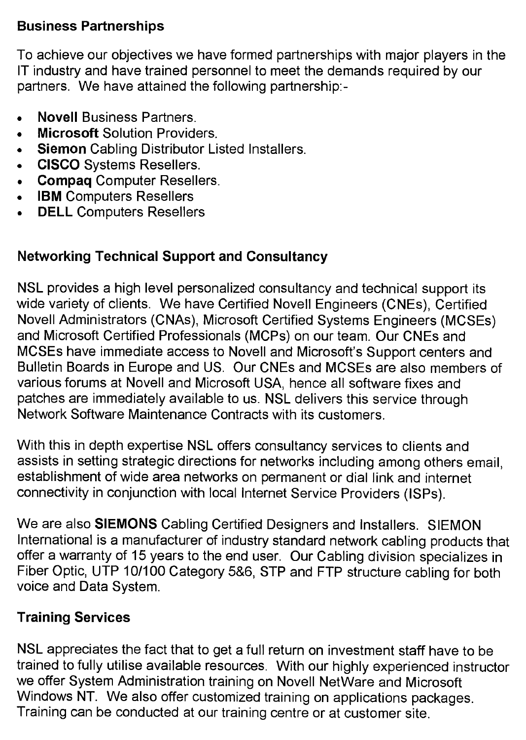**Business Partnerships**

To achieve our objectives we have formed partnerships with major players in the IT industry and have trained personnel to meet the demands required by our partners. We have attained the following partnership:-

- **Novell** Business Partners.
- **Microsoft** Solution Providers.
- **Siemon** Cabling Distributor Listed Installers.
- **CISCO** Systems Resellers.
- **Compaq** Computer Resellers.
- **IBM** Computers Resellers
- **DELL** Computers Resellers

**Networking Technical Support and Consultancy**

NSL provides a high level personalized consultancy and technical support its wide variety of clients. We have Certified Novell Engineers (CNEs), Certified Novell Administrators (CNAs), Microsoft Certified Systems Engineers (MCSEs) and Microsoft Certified Professionals (MCPs) on our team. Our CNEs and MCSEs have immediate access to Novell and Microsoft's Support centers and Bulletin Boards in Europe and US. Our CNEs and MCSEs are also members of various forums at Novell and Microsoft USA, hence all software fixes and patches are immediately available to us. NSL delivers this service through Network Software Maintenance Contracts with its customers.

With this in depth expertise NSL offers consultancy services to clients and assists in setting strategic directions for networks including among others email, establishment of wide area networks on permanent or dial link and internet connectivity in conjunction with local Internet Service Providers (ISPs).

We are also **SIEMONS** Cabling Certified Designers and Installers. SIEMON International is a manufacturer of industry standard network cabling products that offer a warranty of 15 years to the end user. Our Cabling division specializes in Fiber Optic, UTP 10/100 Category 5&6, STP and FTP structure cabling for both voice and Data System.

**Training Services**

NSL appreciates the fact that to get a full return on investment staff have to be trained to fully utilise available resources. With our highly experienced instructor we offer System Administration training on Novell NetWare and Microsoft Windows NT. We also offer customized training on applications packages. Training can be conducted at our training centre or at customer site.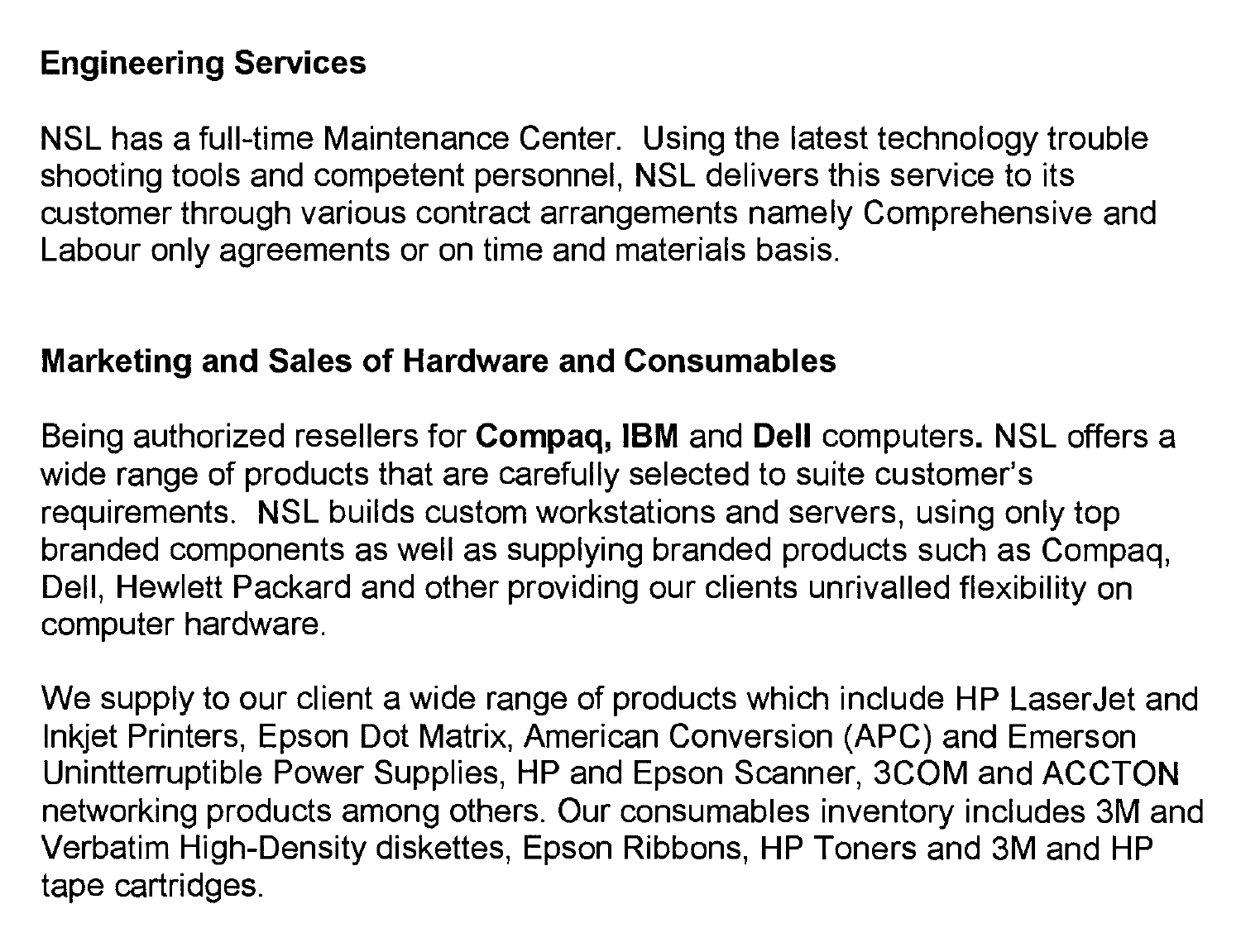**Engineering Services**

NSL has a full-time Maintenance Center. Using the latest technology trouble shooting tools and competent personnel, NSL delivers this service to its customer through various contract arrangements namely Comprehensive and Labour only agreements or on time and materials basis.

**Marketing and Sales of Hardware and Consumables**

Being authorized resellers for **Compaq, IBM** and **Dell** computers**.** NSL offers a wide range of products that are carefully selected to suite customer's requirements. NSL builds custom workstations and servers, using only top branded components as well as supplying branded products such as Compaq, Dell, Hewlett Packard and other providing our clients unrivalled flexibility on computer hardware.

We supply to our client a wide range of products which include HP LaserJet and Inkjet Printers, Epson Dot Matrix, American Conversion (APC) and Emerson Unintterruptible Power Supplies, HP and Epson Scanner, 3COM and ACCTON networking products among others. Our consumables inventory includes 3M and Verbatim High-Density diskettes, Epson Ribbons, HP Toners and 3M and HP tape cartridges.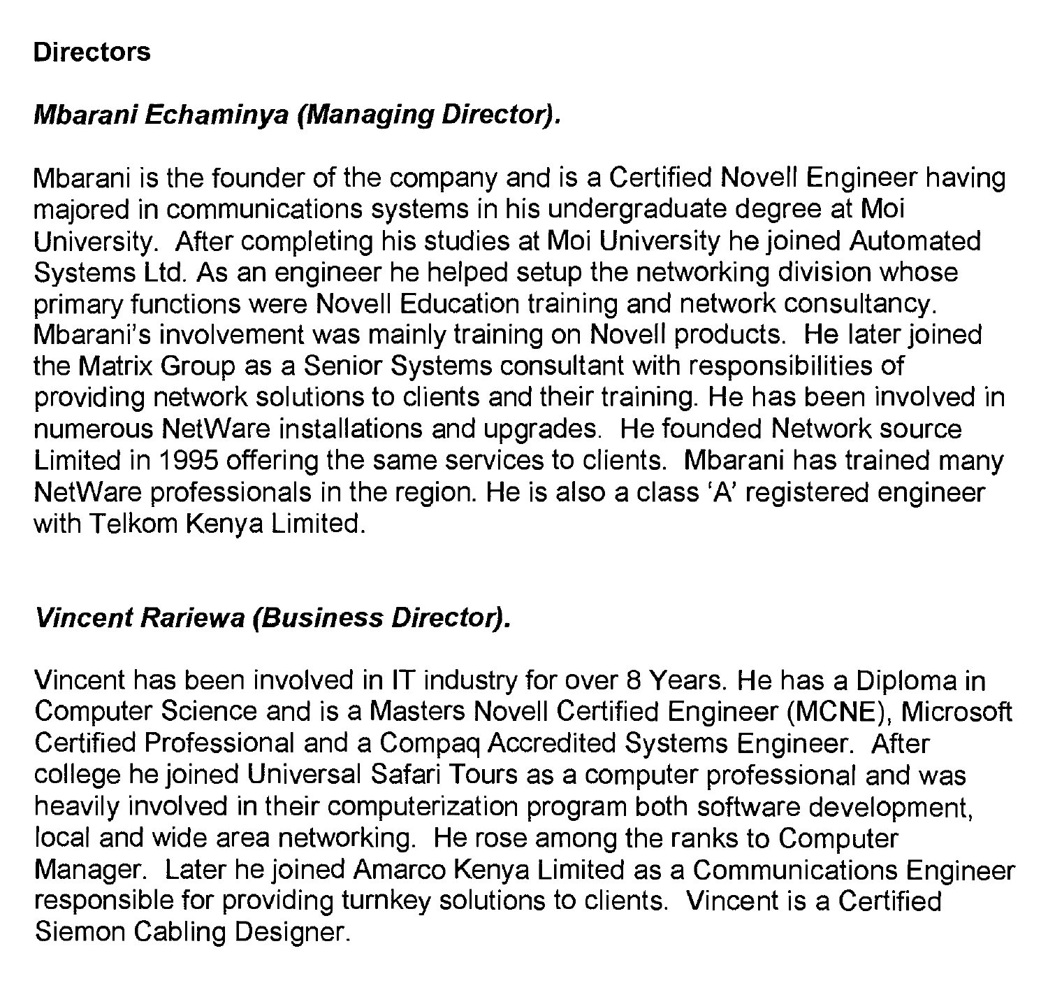**Directors**

***Mbarani Echaminya (Managing Director).***

Mbarani is the founder of the company and is a Certified Novell Engineer having majored in communications systems in his undergraduate degree at Moi University. After completing his studies at Moi University he joined Automated Systems Ltd. As an engineer he helped setup the networking division whose primary functions were Novell Education training and network consultancy. Mbarani's involvement was mainly training on Novell products. He later joined the Matrix Group as a Senior Systems consultant with responsibilities of providing network solutions to clients and their training. He has been involved in numerous NetWare installations and upgrades. He founded Network source Limited in 1995 offering the same services to clients. Mbarani has trained many NetWare professionals in the region. He is also a class 'A' registered engineer with Telkom Kenya Limited.

***Vincent Rariewa (Business Director).***

Vincent has been involved in IT industry for over 8 Years. He has a Diploma in Computer Science and is a Masters Novell Certified Engineer (MCNE), Microsoft Certified Professional and a Compaq Accredited Systems Engineer. After college he joined Universal Safari Tours as a computer professional and was heavily involved in their computerization program both software development, local and wide area networking. He rose among the ranks to Computer Manager. Later he joined Amarco Kenya Limited as a Communications Engineer responsible for providing turnkey solutions to clients. Vincent is a Certified Siemon Cabling Designer.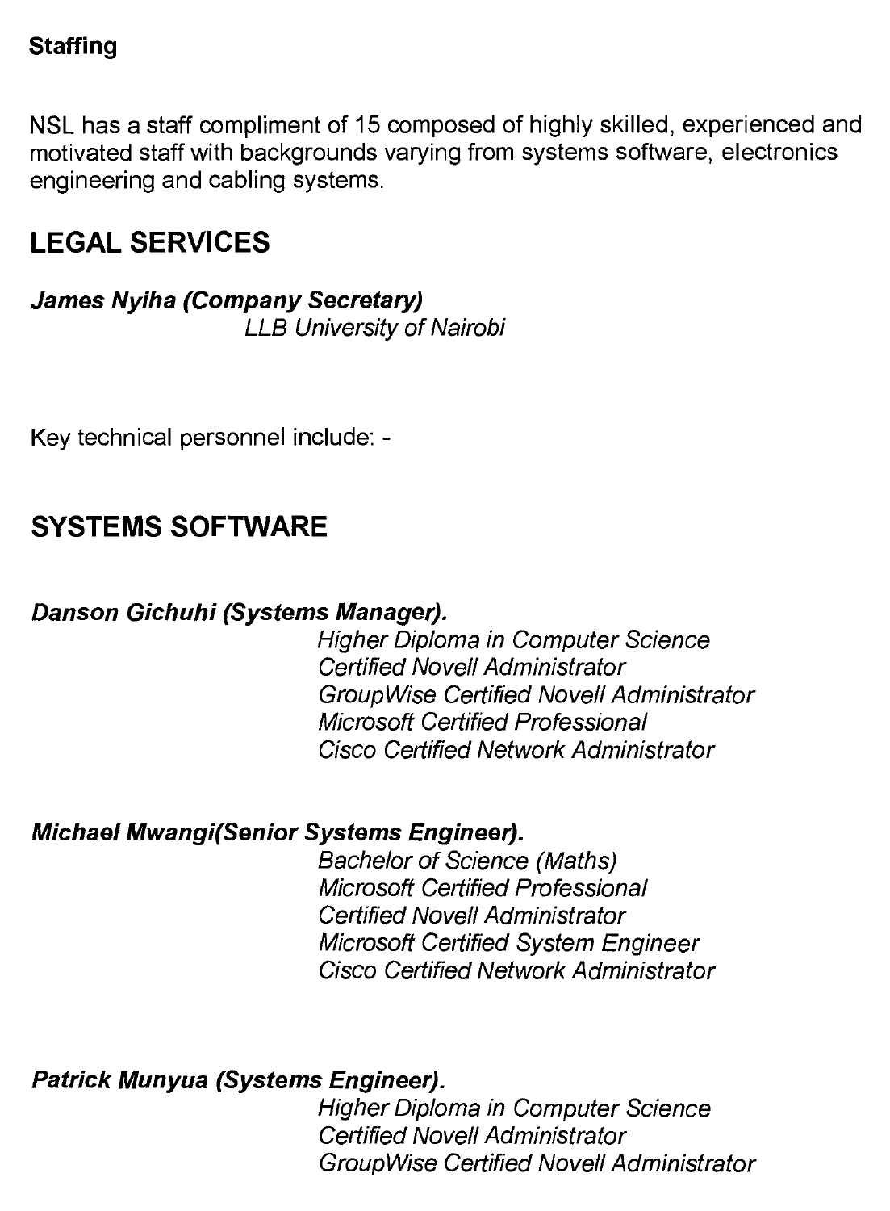**Staffing**

NSL has a staff compliment of 15 composed of highly skilled, experienced and motivated staff with backgrounds varying from systems software, electronics engineering and cabling systems.

## LEGAL SERVICES

***James Nyiha (Company Secretary)***
*LLB University of Nairobi*

Key technical personnel include: -

## SYSTEMS SOFTWARE

***Danson Gichuhi (Systems Manager).***
*Higher Diploma in Computer Science*
*Certified Novell Administrator*
*GroupWise Certified Novell Administrator*
*Microsoft Certified Professional*
*Cisco Certified Network Administrator*

***Michael Mwangi(Senior Systems Engineer).***
*Bachelor of Science (Maths)*
*Microsoft Certified Professional*
*Certified Novell Administrator*
*Microsoft Certified System Engineer*
*Cisco Certified Network Administrator*

***Patrick Munyua (Systems Engineer).***
*Higher Diploma in Computer Science*
*Certified Novell Administrator*
*GroupWise Certified Novell Administrator*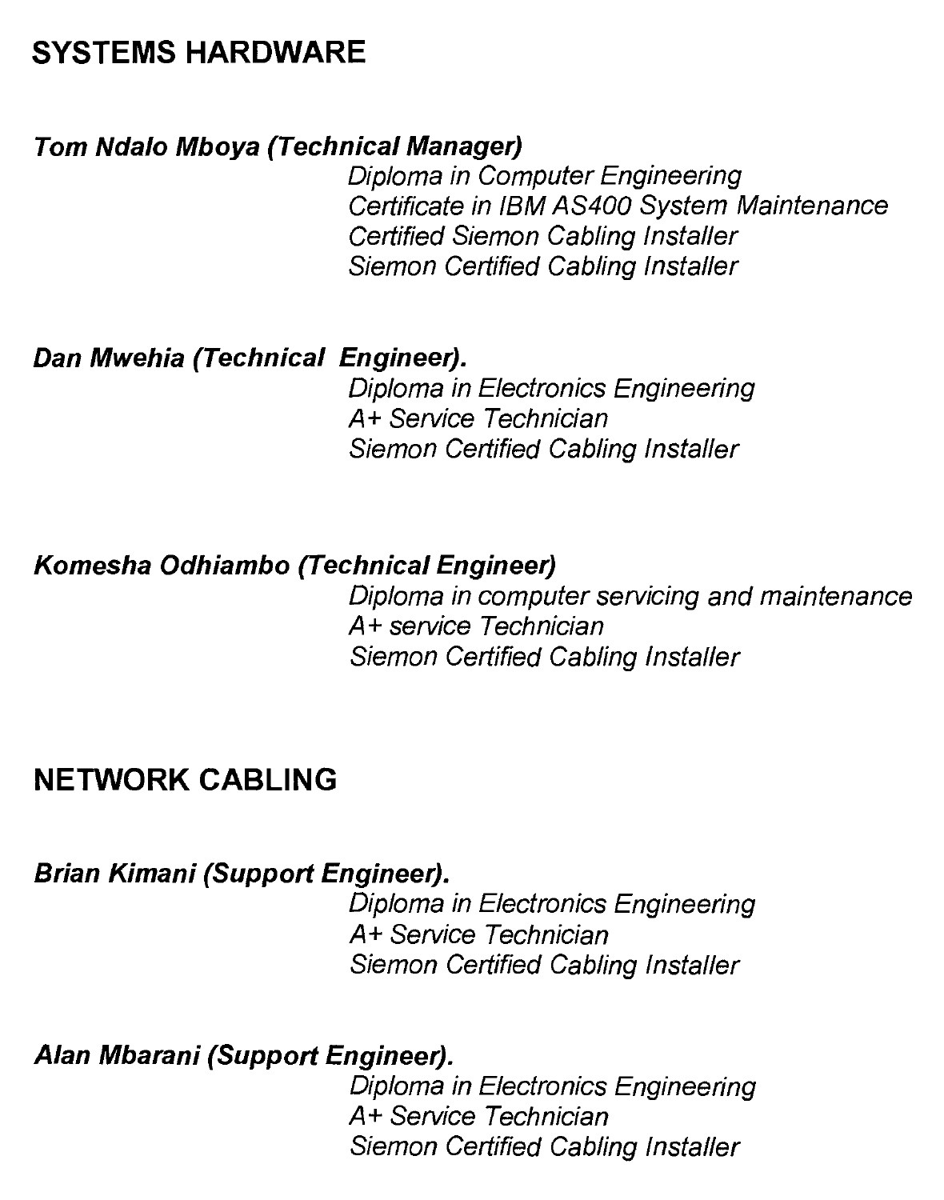## SYSTEMS HARDWARE

***Tom Ndalo Mboya (Technical Manager)***

*Diploma in Computer Engineering*
*Certificate in IBM AS400 System Maintenance*
*Certified Siemon Cabling Installer*
*Siemon Certified Cabling Installer*

***Dan Mwehia (Technical Engineer).***

*Diploma in Electronics Engineering*
*A+ Service Technician*
*Siemon Certified Cabling Installer*

***Komesha Odhiambo (Technical Engineer)***

*Diploma in computer servicing and maintenance*
*A+ service Technician*
*Siemon Certified Cabling Installer*

## NETWORK CABLING

***Brian Kimani (Support Engineer).***

*Diploma in Electronics Engineering*
*A+ Service Technician*
*Siemon Certified Cabling Installer*

***Alan Mbarani (Support Engineer).***

*Diploma in Electronics Engineering*
*A+ Service Technician*
*Siemon Certified Cabling Installer*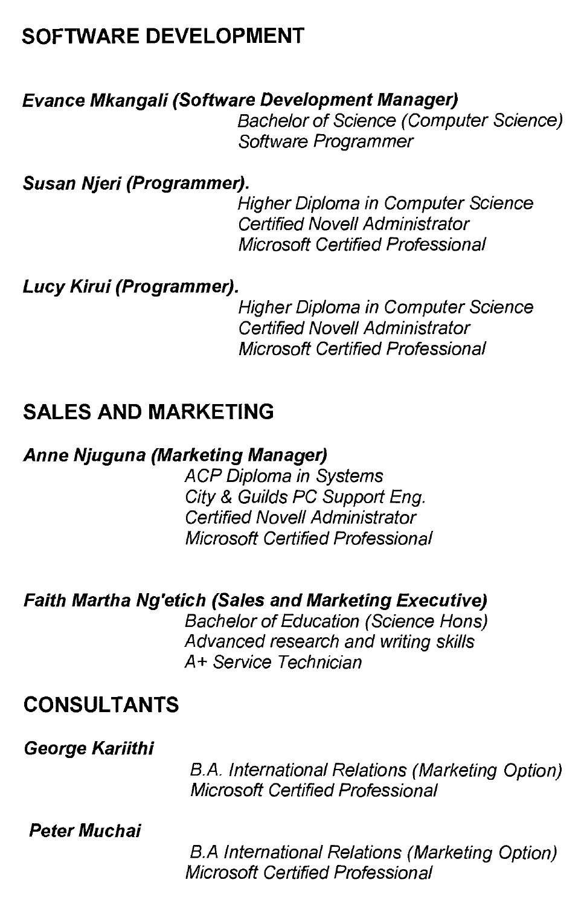## SOFTWARE DEVELOPMENT

***Evance Mkangali (Software Development Manager)***

*Bachelor of Science (Computer Science)*
*Software Programmer*

***Susan Njeri (Programmer).***

*Higher Diploma in Computer Science*
*Certified Novell Administrator*
*Microsoft Certified Professional*

***Lucy Kirui (Programmer).***

*Higher Diploma in Computer Science*
*Certified Novell Administrator*
*Microsoft Certified Professional*

## SALES AND MARKETING

***Anne Njuguna (Marketing Manager)***

*ACP Diploma in Systems*
*City & Guilds PC Support Eng.*
*Certified Novell Administrator*
*Microsoft Certified Professional*

***Faith Martha Ng'etich (Sales and Marketing Executive)***

*Bachelor of Education (Science Hons)*
*Advanced research and writing skills*
*A+ Service Technician*

## CONSULTANTS

***George Kariithi***

*B.A. International Relations (Marketing Option)*
*Microsoft Certified Professional*

***Peter Muchai***

*B.A International Relations (Marketing Option)*
*Microsoft Certified Professional*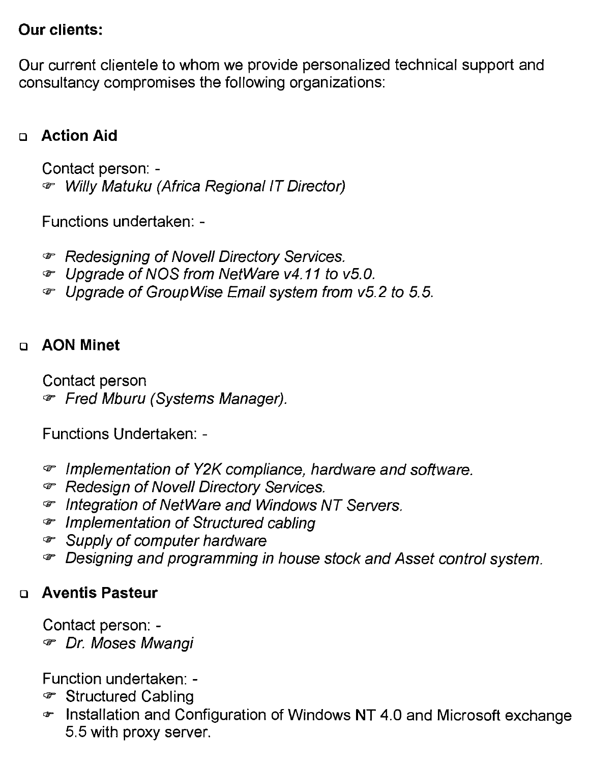**Our clients:**

Our current clientele to whom we provide personalized technical support and consultancy compromises the following organizations:

- **Action Aid**

  Contact person: -
  - *Willy Matuku (Africa Regional IT Director)*

  Functions undertaken: -

  - *Redesigning of Novell Directory Services.*
  - *Upgrade of NOS from NetWare v4.11 to v5.0.*
  - *Upgrade of GroupWise Email system from v5.2 to 5.5.*

- **AON Minet**

  Contact person
  - *Fred Mburu (Systems Manager).*

  Functions Undertaken: -

  - *Implementation of Y2K compliance, hardware and software.*
  - *Redesign of Novell Directory Services.*
  - *Integration of NetWare and Windows NT Servers.*
  - *Implementation of Structured cabling*
  - *Supply of computer hardware*
  - *Designing and programming in house stock and Asset control system.*

- **Aventis Pasteur**

  Contact person: -
  - *Dr. Moses Mwangi*

  Function undertaken: -
  - Structured Cabling
  - Installation and Configuration of Windows NT 4.0 and Microsoft exchange 5.5 with proxy server.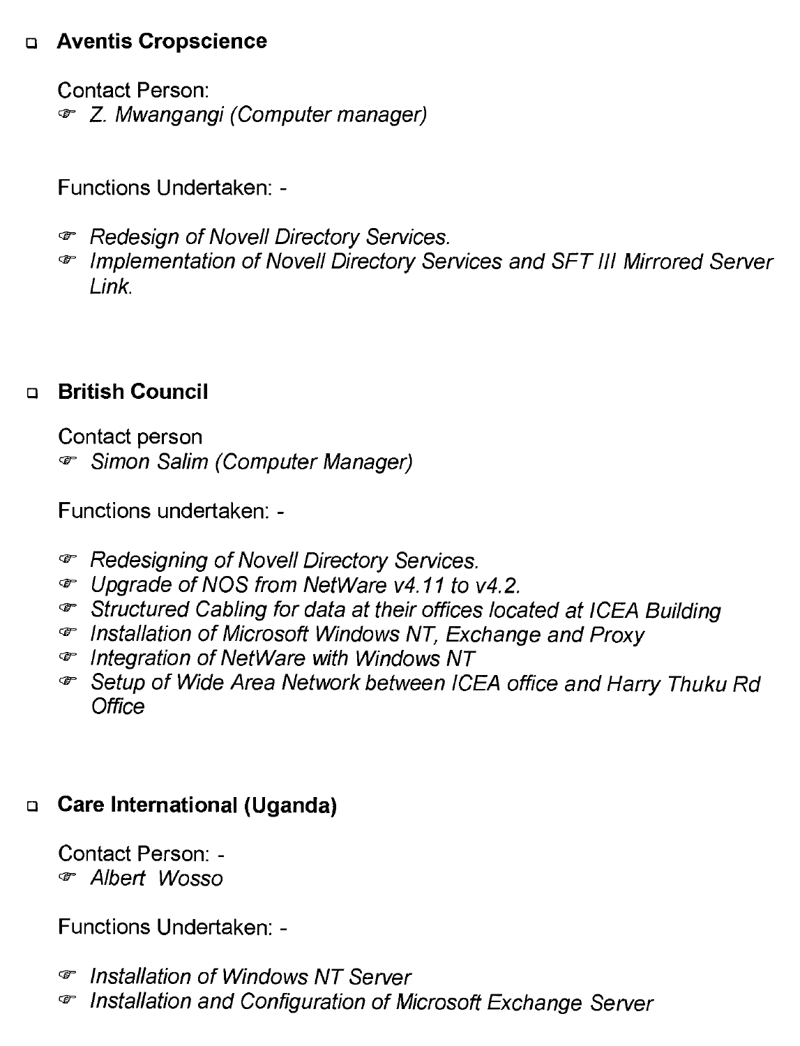- **Aventis Cropscience**

  Contact Person:
  - *Z. Mwangangi (Computer manager)*

  Functions Undertaken: -

  - *Redesign of Novell Directory Services.*
  - *Implementation of Novell Directory Services and SFT III Mirrored Server Link.*

- **British Council**

  Contact person
  - *Simon Salim (Computer Manager)*

  Functions undertaken: -

  - *Redesigning of Novell Directory Services.*
  - *Upgrade of NOS from NetWare v4.11 to v4.2.*
  - *Structured Cabling for data at their offices located at ICEA Building*
  - *Installation of Microsoft Windows NT, Exchange and Proxy*
  - *Integration of NetWare with Windows NT*
  - *Setup of Wide Area Network between ICEA office and Harry Thuku Rd Office*

- **Care International (Uganda)**

  Contact Person: -
  - *Albert Wosso*

  Functions Undertaken: -

  - *Installation of Windows NT Server*
  - *Installation and Configuration of Microsoft Exchange Server*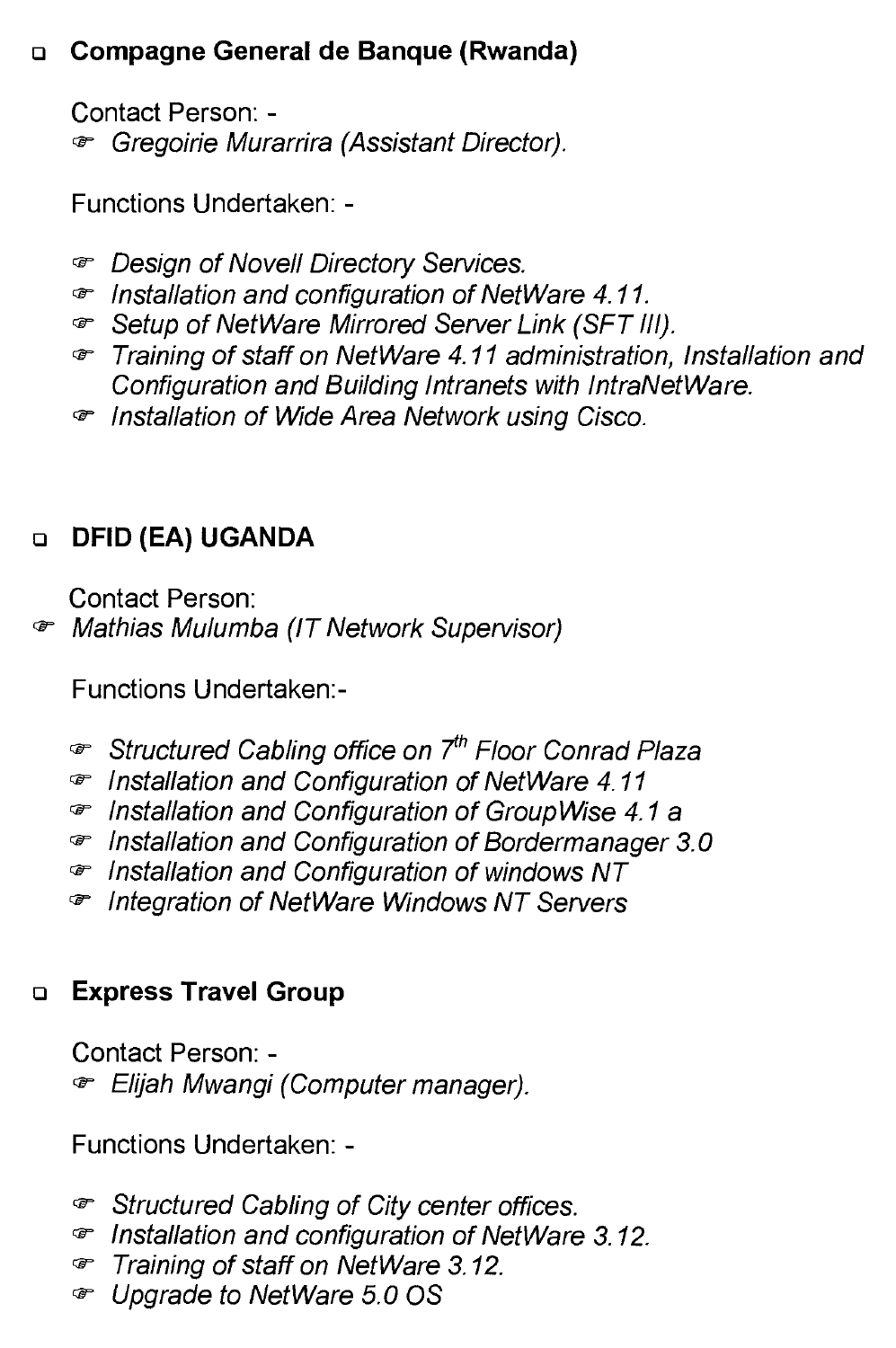- **Compagne General de Banque (Rwanda)**

  Contact Person: -
  - *Gregoirie Murarrira (Assistant Director).*

  Functions Undertaken: -
  - *Design of Novell Directory Services.*
  - *Installation and configuration of NetWare 4.11.*
  - *Setup of NetWare Mirrored Server Link (SFT III).*
  - *Training of staff on NetWare 4.11 administration, Installation and Configuration and Building Intranets with IntraNetWare.*
  - *Installation of Wide Area Network using Cisco.*

- **DFID (EA) UGANDA**

  Contact Person:
  - *Mathias Mulumba (IT Network Supervisor)*

  Functions Undertaken:-
  - *Structured Cabling office on 7th Floor Conrad Plaza*
  - *Installation and Configuration of NetWare 4.11*
  - *Installation and Configuration of GroupWise 4.1 a*
  - *Installation and Configuration of Bordermanager 3.0*
  - *Installation and Configuration of windows NT*
  - *Integration of NetWare Windows NT Servers*

- **Express Travel Group**

  Contact Person: -
  - *Elijah Mwangi (Computer manager).*

  Functions Undertaken: -
  - *Structured Cabling of City center offices.*
  - *Installation and configuration of NetWare 3.12.*
  - *Training of staff on NetWare 3.12.*
  - *Upgrade to NetWare 5.0 OS*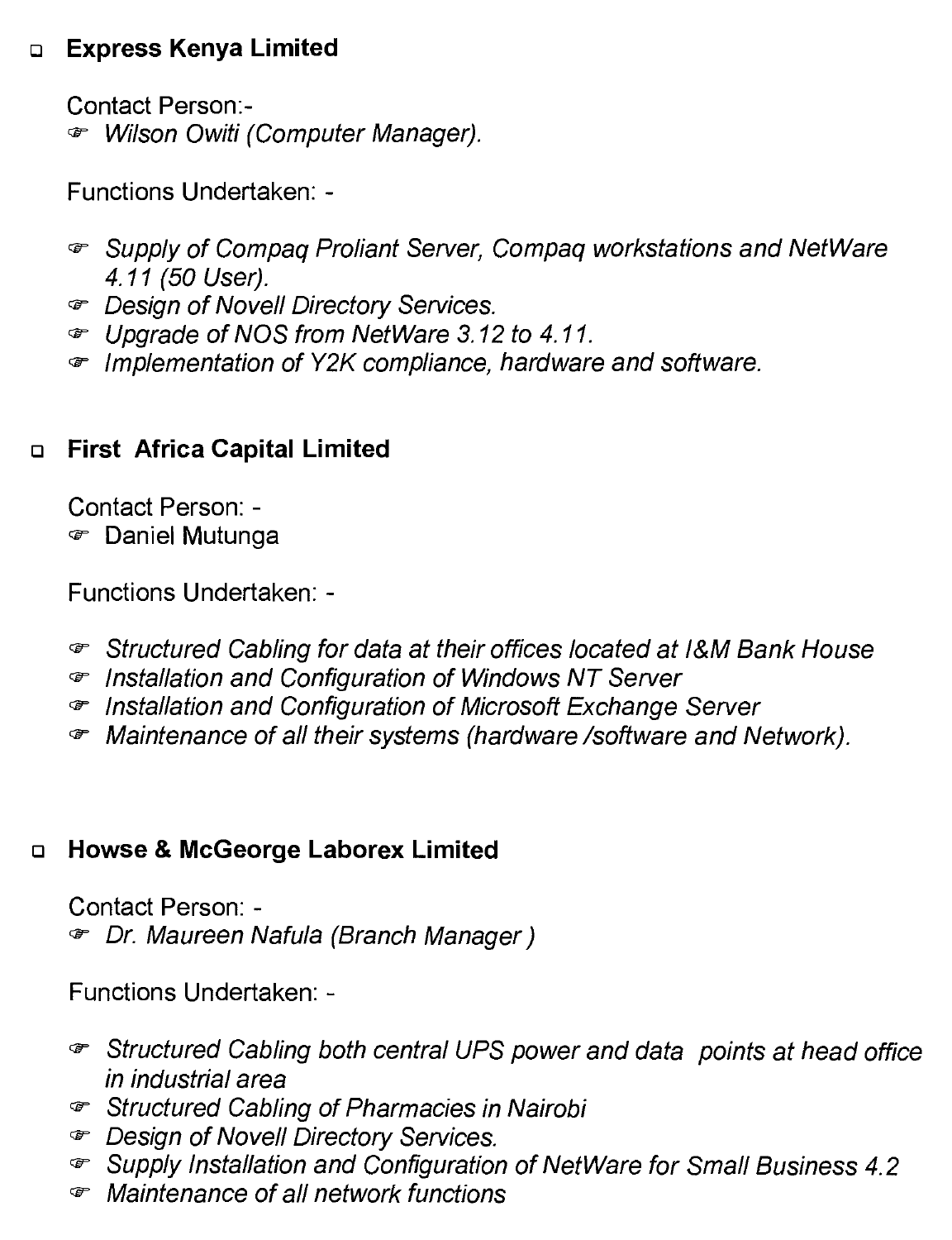- **Express Kenya Limited**

  Contact Person:-
  - *Wilson Owiti (Computer Manager).*

  Functions Undertaken: -

  - *Supply of Compaq Proliant Server, Compaq workstations and NetWare 4.11 (50 User).*
  - *Design of Novell Directory Services.*
  - *Upgrade of NOS from NetWare 3.12 to 4.11.*
  - *Implementation of Y2K compliance, hardware and software.*

- **First Africa Capital Limited**

  Contact Person: -
  - Daniel Mutunga

  Functions Undertaken: -

  - *Structured Cabling for data at their offices located at I&M Bank House*
  - *Installation and Configuration of Windows NT Server*
  - *Installation and Configuration of Microsoft Exchange Server*
  - *Maintenance of all their systems (hardware /software and Network).*

- **Howse & McGeorge Laborex Limited**

  Contact Person: -
  - *Dr. Maureen Nafula (Branch Manager )*

  Functions Undertaken: -

  - *Structured Cabling both central UPS power and data points at head office in industrial area*
  - *Structured Cabling of Pharmacies in Nairobi*
  - *Design of Novell Directory Services.*
  - *Supply Installation and Configuration of NetWare for Small Business 4.2*
  - *Maintenance of all network functions*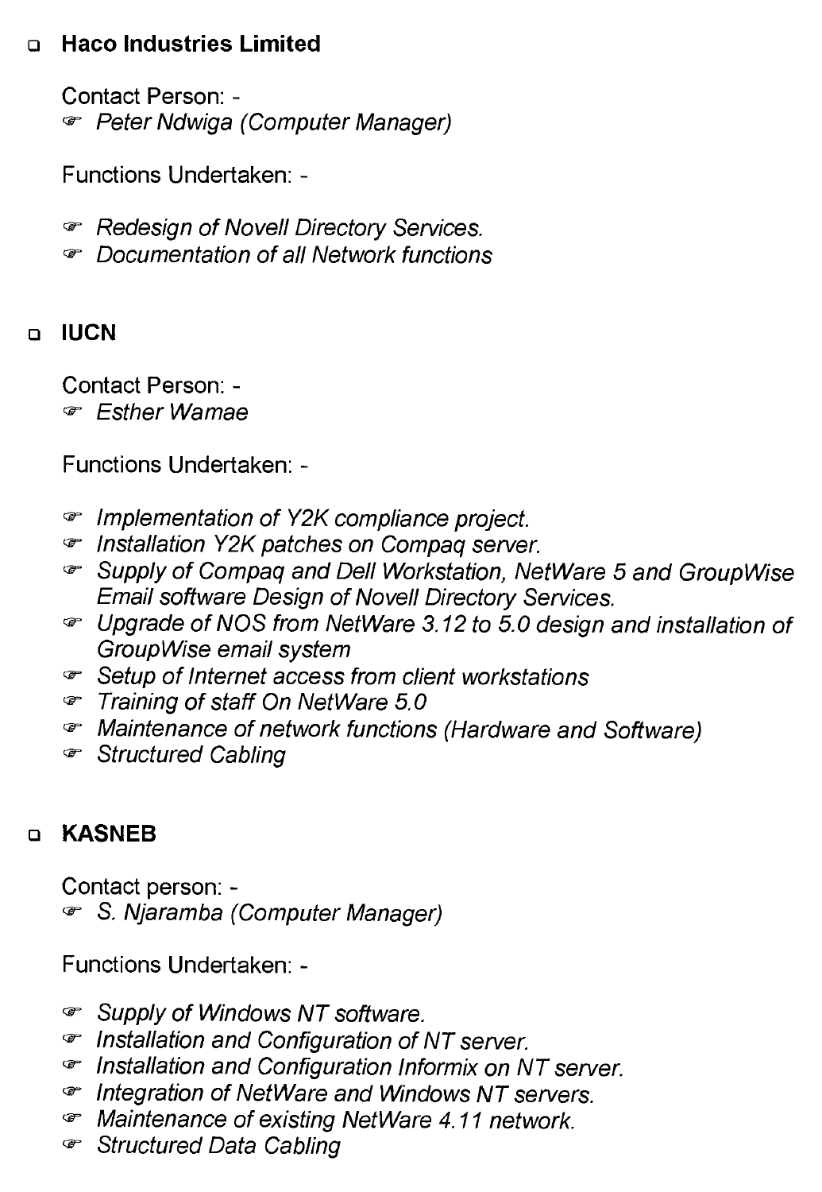- **Haco Industries Limited**

  Contact Person: -
  - *Peter Ndwiga (Computer Manager)*

  Functions Undertaken: -

  - *Redesign of Novell Directory Services.*
  - *Documentation of all Network functions*

- **IUCN**

  Contact Person: -
  - *Esther Wamae*

  Functions Undertaken: -

  - *Implementation of Y2K compliance project.*
  - *Installation Y2K patches on Compaq server.*
  - *Supply of Compaq and Dell Workstation, NetWare 5 and GroupWise Email software Design of Novell Directory Services.*
  - *Upgrade of NOS from NetWare 3.12 to 5.0 design and installation of GroupWise email system*
  - *Setup of Internet access from client workstations*
  - *Training of staff On NetWare 5.0*
  - *Maintenance of network functions (Hardware and Software)*
  - *Structured Cabling*

- **KASNEB**

  Contact person: -
  - *S. Njaramba (Computer Manager)*

  Functions Undertaken: -

  - *Supply of Windows NT software.*
  - *Installation and Configuration of NT server.*
  - *Installation and Configuration Informix on NT server.*
  - *Integration of NetWare and Windows NT servers.*
  - *Maintenance of existing NetWare 4.11 network.*
  - *Structured Data Cabling*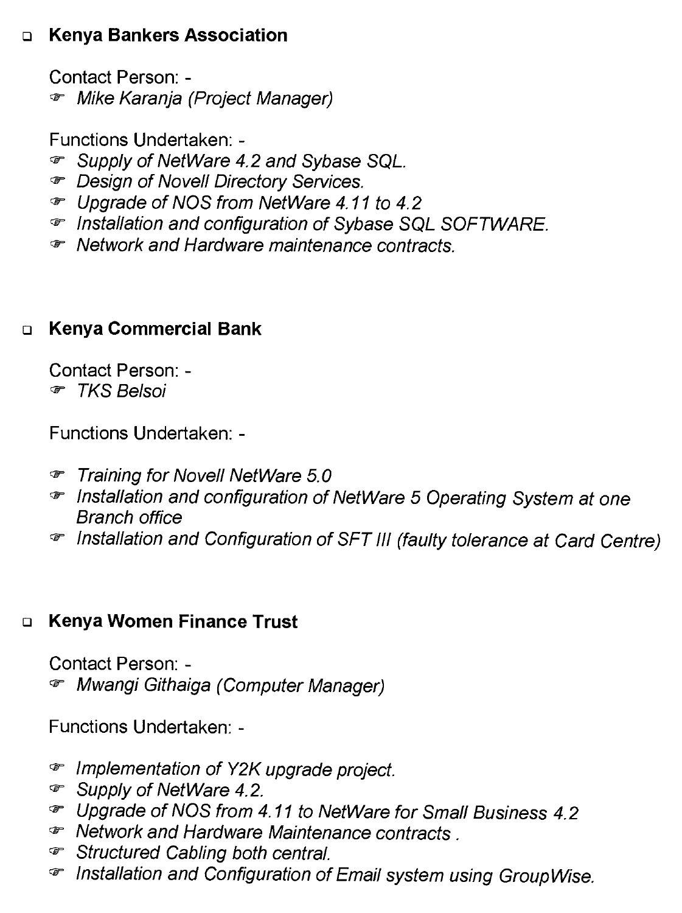- **Kenya Bankers Association**

  Contact Person: -
  - *Mike Karanja (Project Manager)*

  Functions Undertaken: -
  - *Supply of NetWare 4.2 and Sybase SQL.*
  - *Design of Novell Directory Services.*
  - *Upgrade of NOS from NetWare 4.11 to 4.2*
  - *Installation and configuration of Sybase SQL SOFTWARE.*
  - *Network and Hardware maintenance contracts.*

- **Kenya Commercial Bank**

  Contact Person: -
  - *TKS Belsoi*

  Functions Undertaken: -
  - *Training for Novell NetWare 5.0*
  - *Installation and configuration of NetWare 5 Operating System at one Branch office*
  - *Installation and Configuration of SFT III (faulty tolerance at Card Centre)*

- **Kenya Women Finance Trust**

  Contact Person: -
  - *Mwangi Githaiga (Computer Manager)*

  Functions Undertaken: -
  - *Implementation of Y2K upgrade project.*
  - *Supply of NetWare 4.2.*
  - *Upgrade of NOS from 4.11 to NetWare for Small Business 4.2*
  - *Network and Hardware Maintenance contracts .*
  - *Structured Cabling both central.*
  - *Installation and Configuration of Email system using GroupWise.*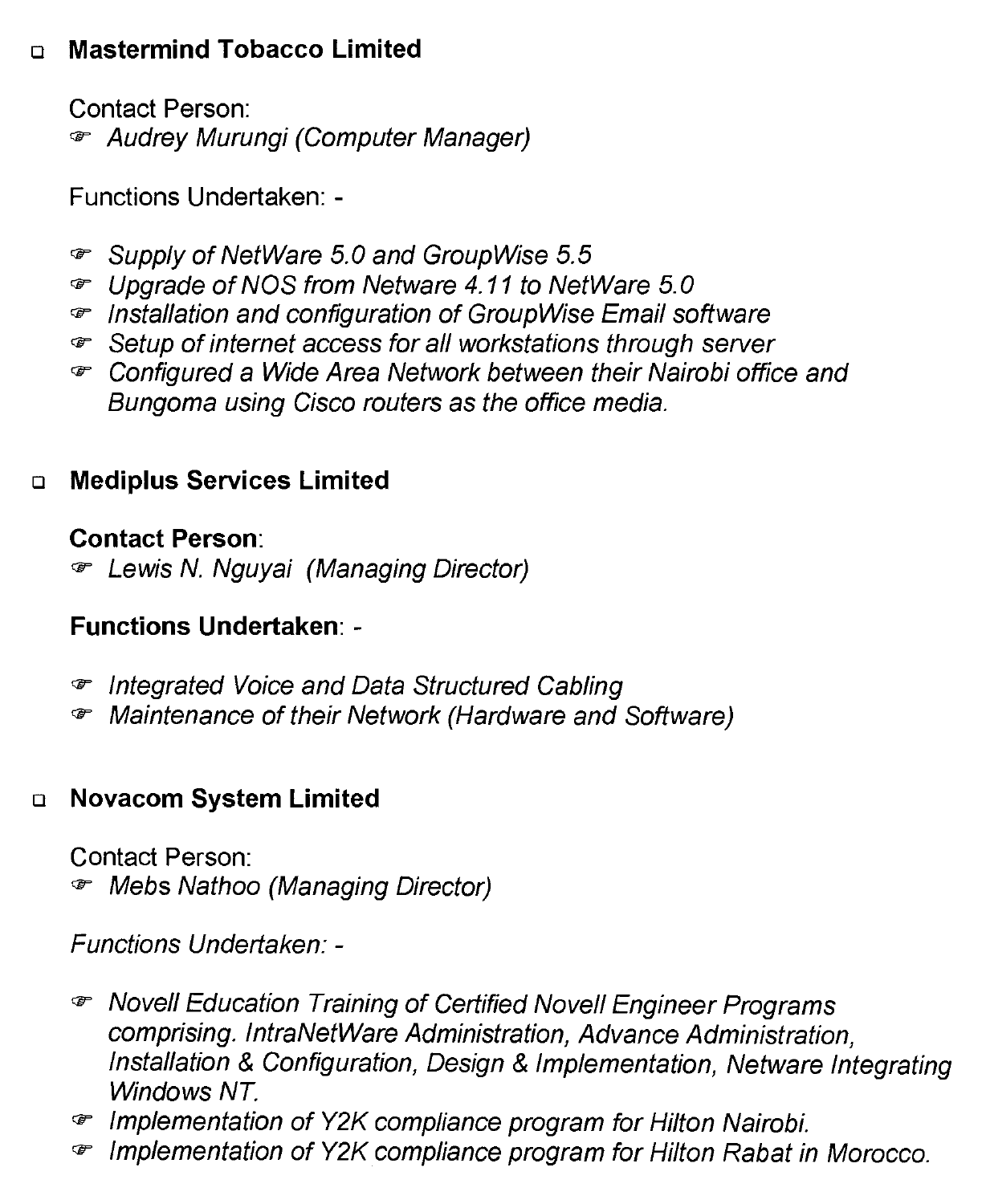- **Mastermind Tobacco Limited**

  Contact Person:
  - *Audrey Murungi (Computer Manager)*

  Functions Undertaken: -

  - *Supply of NetWare 5.0 and GroupWise 5.5*
  - *Upgrade of NOS from Netware 4.11 to NetWare 5.0*
  - *Installation and configuration of GroupWise Email software*
  - *Setup of internet access for all workstations through server*
  - *Configured a Wide Area Network between their Nairobi office and Bungoma using Cisco routers as the office media.*

- **Mediplus Services Limited**

  **Contact Person**:
  - *Lewis N. Nguyai (Managing Director)*

  **Functions Undertaken**: -

  - *Integrated Voice and Data Structured Cabling*
  - *Maintenance of their Network (Hardware and Software)*

- **Novacom System Limited**

  Contact Person:
  - *Mebs Nathoo (Managing Director)*

  *Functions Undertaken: -*

  - *Novell Education Training of Certified Novell Engineer Programs comprising. IntraNetWare Administration, Advance Administration, Installation & Configuration, Design & Implementation, Netware Integrating Windows NT.*
  - *Implementation of Y2K compliance program for Hilton Nairobi.*
  - *Implementation of Y2K compliance program for Hilton Rabat in Morocco.*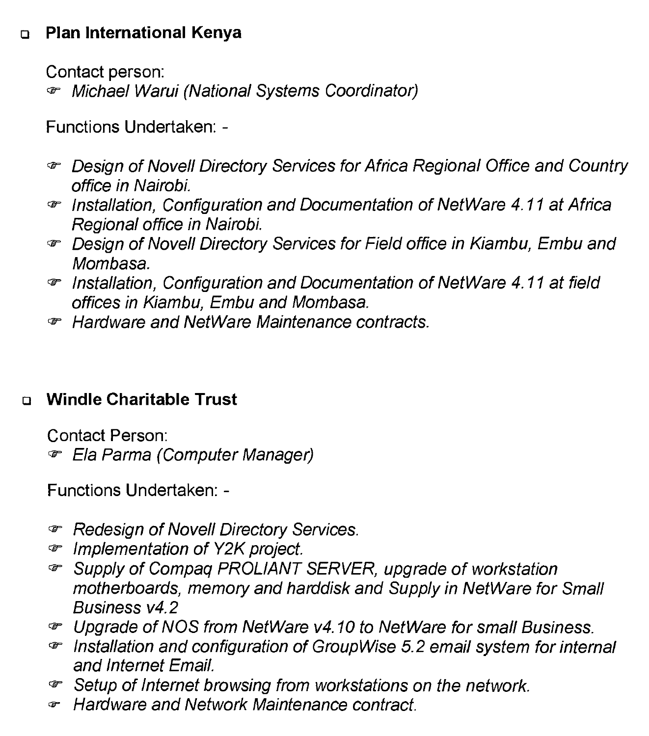- **Plan International Kenya**

  Contact person:
  - *Michael Warui (National Systems Coordinator)*

  Functions Undertaken: -

  - *Design of Novell Directory Services for Africa Regional Office and Country office in Nairobi.*
  - *Installation, Configuration and Documentation of NetWare 4.11 at Africa Regional office in Nairobi.*
  - *Design of Novell Directory Services for Field office in Kiambu, Embu and Mombasa.*
  - *Installation, Configuration and Documentation of NetWare 4.11 at field offices in Kiambu, Embu and Mombasa.*
  - *Hardware and NetWare Maintenance contracts.*

- **Windle Charitable Trust**

  Contact Person:
  - *Ela Parma (Computer Manager)*

  Functions Undertaken: -

  - *Redesign of Novell Directory Services.*
  - *Implementation of Y2K project.*
  - *Supply of Compaq PROLIANT SERVER, upgrade of workstation motherboards, memory and harddisk and Supply in NetWare for Small Business v4.2*
  - *Upgrade of NOS from NetWare v4.10 to NetWare for small Business.*
  - *Installation and configuration of GroupWise 5.2 email system for internal and Internet Email.*
  - *Setup of Internet browsing from workstations on the network.*
  - *Hardware and Network Maintenance contract.*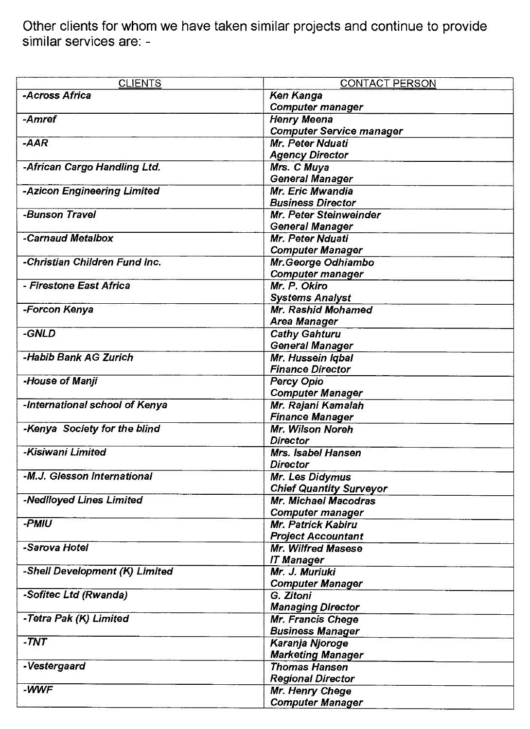Other clients for whom we have taken similar projects and continue to provide similar services are: -

| CLIENTS | CONTACT PERSON |
|---|---|
| *-Across Africa* | *Ken Kanga*<br>*Computer manager* |
| *-Amref* | *Henry Meena*<br>*Computer Service manager* |
| *-AAR* | *Mr. Peter Nduati*<br>*Agency Director* |
| *-African Cargo Handling Ltd.* | *Mrs. C Muya*<br>*General Manager* |
| *-Azicon Engineering Limited* | *Mr. Eric Mwandia*<br>*Business Director* |
| *-Bunson Travel* | *Mr. Peter Steinweinder*<br>*General Manager* |
| *-Carnaud Metalbox* | *Mr. Peter Nduati*<br>*Computer Manager* |
| *-Christian Children Fund Inc.* | *Mr.George Odhiambo*<br>*Computer manager* |
| *- Firestone East Africa* | *Mr. P. Okiro*<br>*Systems Analyst* |
| *-Forcon Kenya* | *Mr. Rashid Mohamed*<br>*Area Manager* |
| *-GNLD* | *Cathy Gahturu*<br>*General Manager* |
| *-Habib Bank AG Zurich* | *Mr. Hussein Iqbal*<br>*Finance Director* |
| *-House of Manji* | *Percy Opio*<br>*Computer Manager* |
| *-International school of Kenya* | *Mr. Rajani Kamalah*<br>*Finance Manager* |
| *-Kenya Society for the blind* | *Mr. Wilson Noreh*<br>*Director* |
| *-Kisiwani Limited* | *Mrs. Isabel Hansen*<br>*Director* |
| *-M.J. Glesson International* | *Mr. Les Didymus*<br>*Chief Quantity Surveyor* |
| *-Nedlloyed Lines Limited* | *Mr. Michael Macodras*<br>*Computer manager* |
| *-PMIU* | *Mr. Patrick Kabiru*<br>*Project Accountant* |
| *-Sarova Hotel* | *Mr. Wilfred Masese*<br>*IT Manager* |
| *-Shell Development (K) Limited* | *Mr. J. Muriuki*<br>*Computer Manager* |
| *-Sofitec Ltd (Rwanda)* | *G. Zitoni*<br>*Managing Director* |
| *-Tetra Pak (K) Limited* | *Mr. Francis Chege*<br>*Business Manager* |
| *-TNT* | *Karanja Njoroge*<br>*Marketing Manager* |
| *-Vestergaard* | *Thomas Hansen*<br>*Regional Director* |
| *-WWF* | *Mr. Henry Chege*<br>*Computer Manager* |